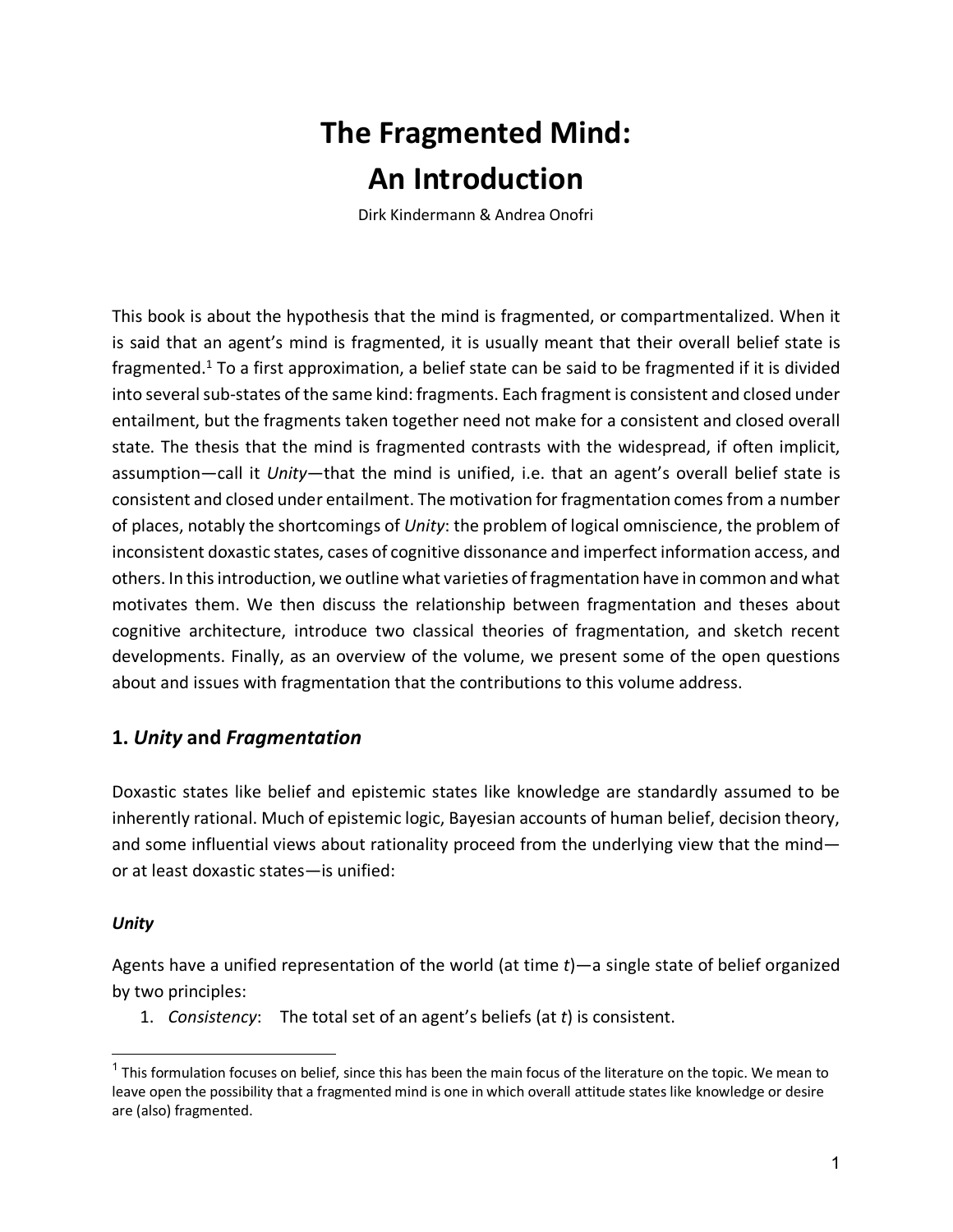# The Fragmented Mind: An Introduction

Dirk Kindermann & Andrea Onofri

This book is about the hypothesis that the mind is fragmented, or compartmentalized. When it is said that an agent's mind is fragmented, it is usually meant that their overall belief state is fragmented.[1] To a first approximation, a belief state can be said to be fragmented if it is divided into several sub-states of the same kind: fragments. Each fragment is consistent and closed under entailment, but the fragments taken together need not make for a consistent and closed overall state. The thesis that the mind is fragmented contrasts with the widespread, if often implicit, assumption—call it *Unity*—that the mind is unified, i.e. that an agent's overall belief state is consistent and closed under entailment. The motivation for fragmentation comes from a number of places, notably the shortcomings of *Unity*: the problem of logical omniscience, the problem of inconsistent doxastic states, cases of cognitive dissonance and imperfect information access, and others. In this introduction, we outline what varieties of fragmentation have in common and what motivates them. We then discuss the relationship between fragmentation and theses about cognitive architecture, introduce two classical theories of fragmentation, and sketch recent developments. Finally, as an overview of the volume, we present some of the open questions about and issues with fragmentation that the contributions to this volume address.

## 1. *Unity* and *Fragmentation*

Doxastic states like belief and epistemic states like knowledge are standardly assumed to be inherently rational. Much of epistemic logic, Bayesian accounts of human belief, decision theory, and some influential views about rationality proceed from the underlying view that the mind—or at least doxastic states—is unified:

### *Unity*

Agents have a unified representation of the world (at time *t*)—a single state of belief organized by two principles:

1. *Consistency*: The total set of an agent's beliefs (at *t*) is consistent.

[1] This formulation focuses on belief, since this has been the main focus of the literature on the topic. We mean to leave open the possibility that a fragmented mind is one in which overall attitude states like knowledge or desire are (also) fragmented.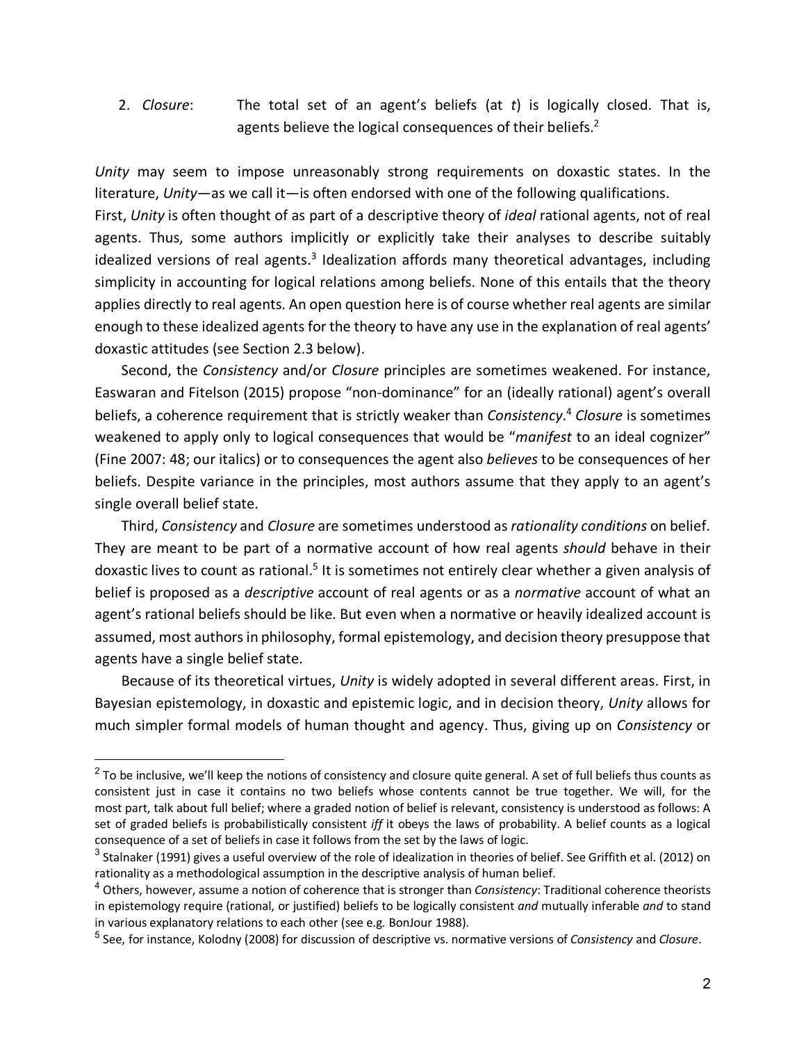2. *Closure*: The total set of an agent's beliefs (at *t*) is logically closed. That is, agents believe the logical consequences of their beliefs.[2]

*Unity* may seem to impose unreasonably strong requirements on doxastic states. In the literature, *Unity*—as we call it—is often endorsed with one of the following qualifications.
First, *Unity* is often thought of as part of a descriptive theory of *ideal* rational agents, not of real agents. Thus, some authors implicitly or explicitly take their analyses to describe suitably idealized versions of real agents.[3] Idealization affords many theoretical advantages, including simplicity in accounting for logical relations among beliefs. None of this entails that the theory applies directly to real agents. An open question here is of course whether real agents are similar enough to these idealized agents for the theory to have any use in the explanation of real agents' doxastic attitudes (see Section 2.3 below).

Second, the *Consistency* and/or *Closure* principles are sometimes weakened. For instance, Easwaran and Fitelson (2015) propose "non-dominance" for an (ideally rational) agent's overall beliefs, a coherence requirement that is strictly weaker than *Consistency*.[4] *Closure* is sometimes weakened to apply only to logical consequences that would be "*manifest* to an ideal cognizer" (Fine 2007: 48; our italics) or to consequences the agent also *believes* to be consequences of her beliefs. Despite variance in the principles, most authors assume that they apply to an agent's single overall belief state.

Third, *Consistency* and *Closure* are sometimes understood as *rationality conditions* on belief. They are meant to be part of a normative account of how real agents *should* behave in their doxastic lives to count as rational.[5] It is sometimes not entirely clear whether a given analysis of belief is proposed as a *descriptive* account of real agents or as a *normative* account of what an agent's rational beliefs should be like. But even when a normative or heavily idealized account is assumed, most authors in philosophy, formal epistemology, and decision theory presuppose that agents have a single belief state.

Because of its theoretical virtues, *Unity* is widely adopted in several different areas. First, in Bayesian epistemology, in doxastic and epistemic logic, and in decision theory, *Unity* allows for much simpler formal models of human thought and agency. Thus, giving up on *Consistency* or

---

[2] To be inclusive, we'll keep the notions of consistency and closure quite general. A set of full beliefs thus counts as consistent just in case it contains no two beliefs whose contents cannot be true together. We will, for the most part, talk about full belief; where a graded notion of belief is relevant, consistency is understood as follows: A set of graded beliefs is probabilistically consistent *iff* it obeys the laws of probability. A belief counts as a logical consequence of a set of beliefs in case it follows from the set by the laws of logic.

[3] Stalnaker (1991) gives a useful overview of the role of idealization in theories of belief. See Griffith et al. (2012) on rationality as a methodological assumption in the descriptive analysis of human belief.

[4] Others, however, assume a notion of coherence that is stronger than *Consistency*: Traditional coherence theorists in epistemology require (rational, or justified) beliefs to be logically consistent *and* mutually inferable *and* to stand in various explanatory relations to each other (see e.g. BonJour 1988).

[5] See, for instance, Kolodny (2008) for discussion of descriptive vs. normative versions of *Consistency* and *Closure*.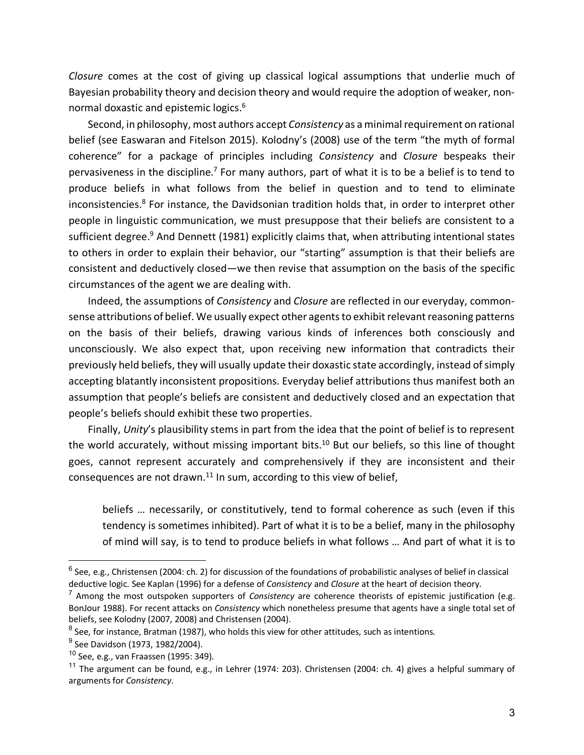*Closure* comes at the cost of giving up classical logical assumptions that underlie much of Bayesian probability theory and decision theory and would require the adoption of weaker, non-normal doxastic and epistemic logics.[6]

Second, in philosophy, most authors accept *Consistency* as a minimal requirement on rational belief (see Easwaran and Fitelson 2015). Kolodny's (2008) use of the term "the myth of formal coherence" for a package of principles including *Consistency* and *Closure* bespeaks their pervasiveness in the discipline.[7] For many authors, part of what it is to be a belief is to tend to produce beliefs in what follows from the belief in question and to tend to eliminate inconsistencies.[8] For instance, the Davidsonian tradition holds that, in order to interpret other people in linguistic communication, we must presuppose that their beliefs are consistent to a sufficient degree.[9] And Dennett (1981) explicitly claims that, when attributing intentional states to others in order to explain their behavior, our "starting" assumption is that their beliefs are consistent and deductively closed—we then revise that assumption on the basis of the specific circumstances of the agent we are dealing with.

Indeed, the assumptions of *Consistency* and *Closure* are reflected in our everyday, common-sense attributions of belief. We usually expect other agents to exhibit relevant reasoning patterns on the basis of their beliefs, drawing various kinds of inferences both consciously and unconsciously. We also expect that, upon receiving new information that contradicts their previously held beliefs, they will usually update their doxastic state accordingly, instead of simply accepting blatantly inconsistent propositions. Everyday belief attributions thus manifest both an assumption that people's beliefs are consistent and deductively closed and an expectation that people's beliefs should exhibit these two properties.

Finally, *Unity*'s plausibility stems in part from the idea that the point of belief is to represent the world accurately, without missing important bits.[10] But our beliefs, so this line of thought goes, cannot represent accurately and comprehensively if they are inconsistent and their consequences are not drawn.[11] In sum, according to this view of belief,

> beliefs … necessarily, or constitutively, tend to formal coherence as such (even if this tendency is sometimes inhibited). Part of what it is to be a belief, many in the philosophy of mind will say, is to tend to produce beliefs in what follows … And part of what it is to

---

[6] See, e.g., Christensen (2004: ch. 2) for discussion of the foundations of probabilistic analyses of belief in classical deductive logic. See Kaplan (1996) for a defense of *Consistency* and *Closure* at the heart of decision theory.

[7] Among the most outspoken supporters of *Consistency* are coherence theorists of epistemic justification (e.g. BonJour 1988). For recent attacks on *Consistency* which nonetheless presume that agents have a single total set of beliefs, see Kolodny (2007, 2008) and Christensen (2004).

[8] See, for instance, Bratman (1987), who holds this view for other attitudes, such as intentions.

[9] See Davidson (1973, 1982/2004).

[10] See, e.g., van Fraassen (1995: 349).

[11] The argument can be found, e.g., in Lehrer (1974: 203). Christensen (2004: ch. 4) gives a helpful summary of arguments for *Consistency*.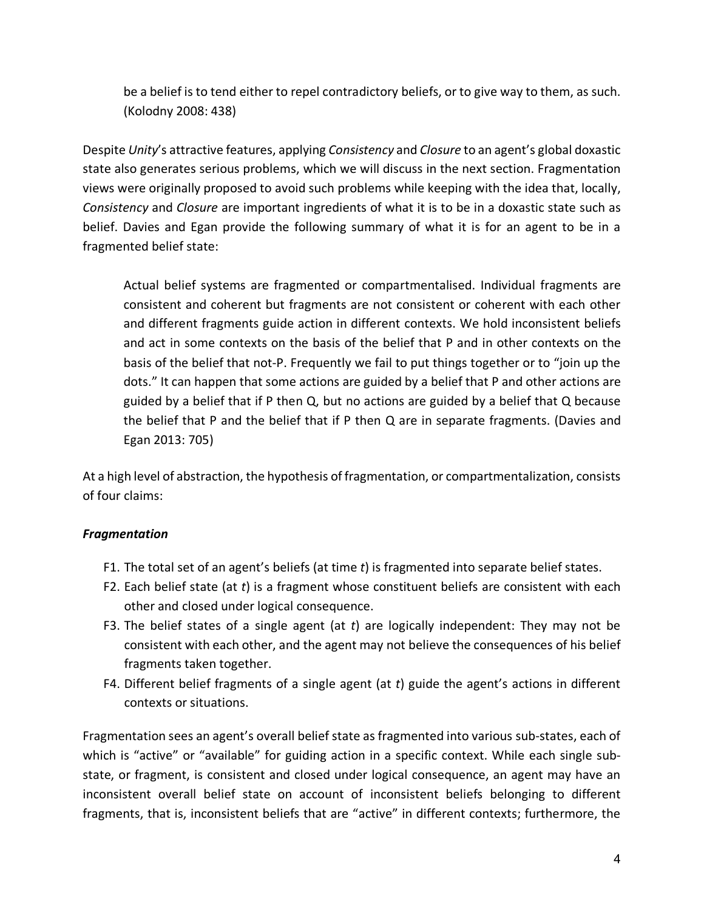> be a belief is to tend either to repel contradictory beliefs, or to give way to them, as such. (Kolodny 2008: 438)

Despite *Unity*'s attractive features, applying *Consistency* and *Closure* to an agent's global doxastic state also generates serious problems, which we will discuss in the next section. Fragmentation views were originally proposed to avoid such problems while keeping with the idea that, locally, *Consistency* and *Closure* are important ingredients of what it is to be in a doxastic state such as belief. Davies and Egan provide the following summary of what it is for an agent to be in a fragmented belief state:

> Actual belief systems are fragmented or compartmentalised. Individual fragments are consistent and coherent but fragments are not consistent or coherent with each other and different fragments guide action in different contexts. We hold inconsistent beliefs and act in some contexts on the basis of the belief that P and in other contexts on the basis of the belief that not-P. Frequently we fail to put things together or to "join up the dots." It can happen that some actions are guided by a belief that P and other actions are guided by a belief that if P then Q, but no actions are guided by a belief that Q because the belief that P and the belief that if P then Q are in separate fragments. (Davies and Egan 2013: 705)

At a high level of abstraction, the hypothesis of fragmentation, or compartmentalization, consists of four claims:

***Fragmentation***

- F1. The total set of an agent's beliefs (at time *t*) is fragmented into separate belief states.
- F2. Each belief state (at *t*) is a fragment whose constituent beliefs are consistent with each other and closed under logical consequence.
- F3. The belief states of a single agent (at *t*) are logically independent: They may not be consistent with each other, and the agent may not believe the consequences of his belief fragments taken together.
- F4. Different belief fragments of a single agent (at *t*) guide the agent's actions in different contexts or situations.

Fragmentation sees an agent's overall belief state as fragmented into various sub-states, each of which is "active" or "available" for guiding action in a specific context. While each single sub-state, or fragment, is consistent and closed under logical consequence, an agent may have an inconsistent overall belief state on account of inconsistent beliefs belonging to different fragments, that is, inconsistent beliefs that are "active" in different contexts; furthermore, the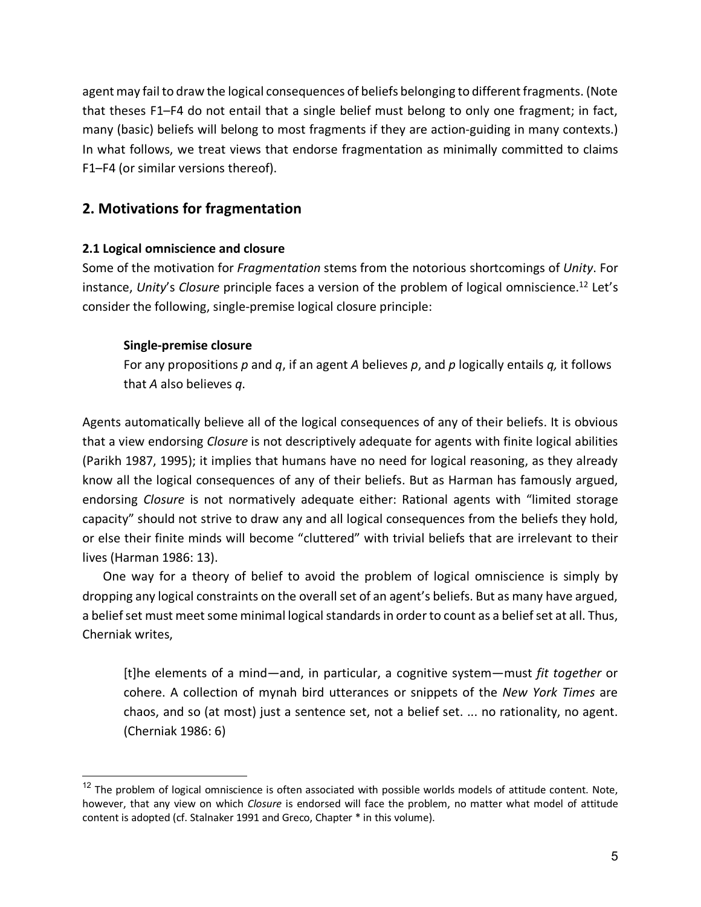agent may fail to draw the logical consequences of beliefs belonging to different fragments. (Note that theses F1–F4 do not entail that a single belief must belong to only one fragment; in fact, many (basic) beliefs will belong to most fragments if they are action-guiding in many contexts.) In what follows, we treat views that endorse fragmentation as minimally committed to claims F1–F4 (or similar versions thereof).

## 2. Motivations for fragmentation

### 2.1 Logical omniscience and closure

Some of the motivation for *Fragmentation* stems from the notorious shortcomings of *Unity*. For instance, *Unity*'s *Closure* principle faces a version of the problem of logical omniscience.[12] Let's consider the following, single-premise logical closure principle:

> **Single-premise closure**
>
> For any propositions *p* and *q*, if an agent *A* believes *p*, and *p* logically entails *q,* it follows that *A* also believes *q*.

Agents automatically believe all of the logical consequences of any of their beliefs. It is obvious that a view endorsing *Closure* is not descriptively adequate for agents with finite logical abilities (Parikh 1987, 1995); it implies that humans have no need for logical reasoning, as they already know all the logical consequences of any of their beliefs. But as Harman has famously argued, endorsing *Closure* is not normatively adequate either: Rational agents with "limited storage capacity" should not strive to draw any and all logical consequences from the beliefs they hold, or else their finite minds will become "cluttered" with trivial beliefs that are irrelevant to their lives (Harman 1986: 13).

One way for a theory of belief to avoid the problem of logical omniscience is simply by dropping any logical constraints on the overall set of an agent's beliefs. But as many have argued, a belief set must meet some minimal logical standards in order to count as a belief set at all. Thus, Cherniak writes,

> [t]he elements of a mind—and, in particular, a cognitive system—must *fit together* or cohere. A collection of mynah bird utterances or snippets of the *New York Times* are chaos, and so (at most) just a sentence set, not a belief set. ... no rationality, no agent. (Cherniak 1986: 6)

---

[12] The problem of logical omniscience is often associated with possible worlds models of attitude content. Note, however, that any view on which *Closure* is endorsed will face the problem, no matter what model of attitude content is adopted (cf. Stalnaker 1991 and Greco, Chapter * in this volume).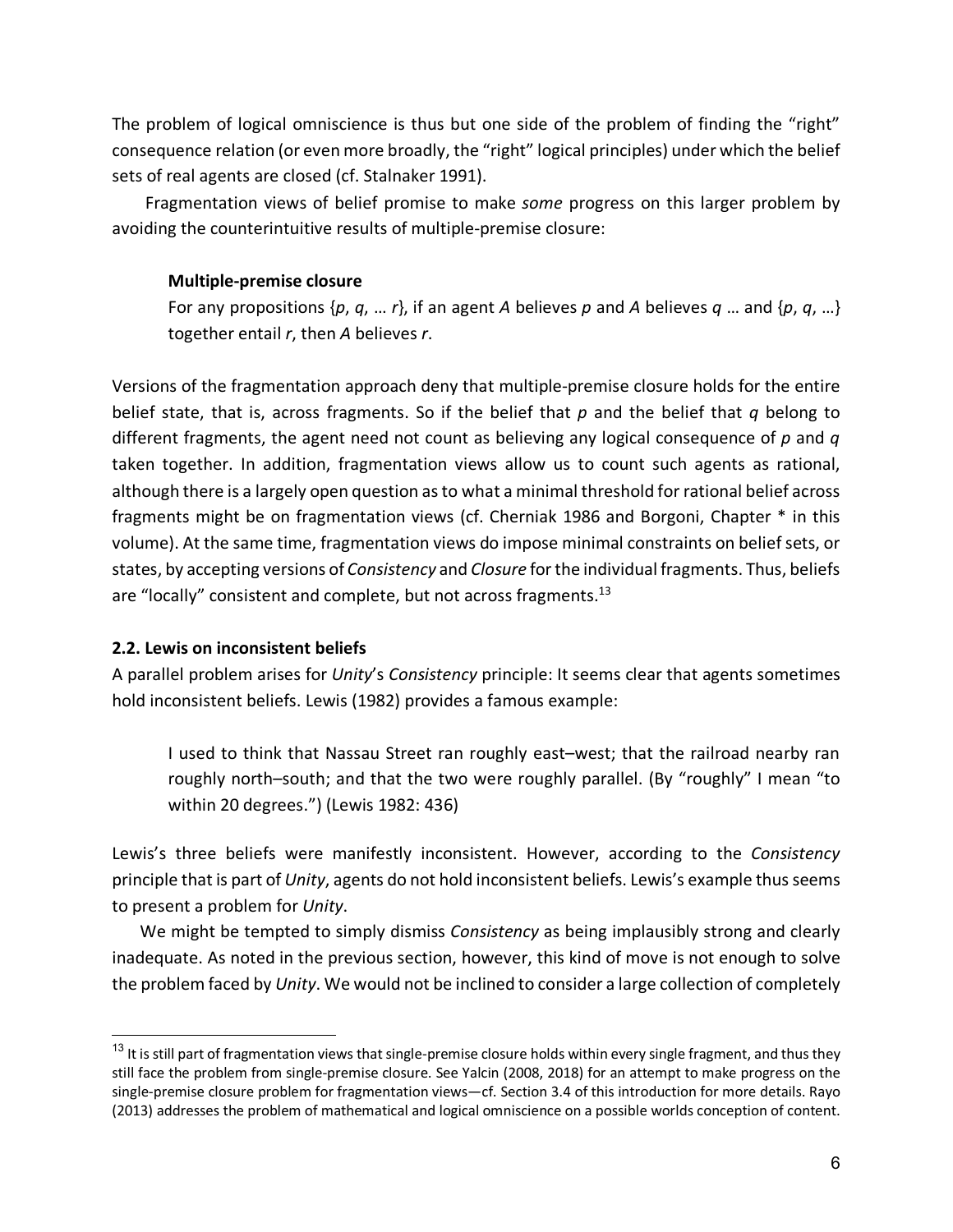The problem of logical omniscience is thus but one side of the problem of finding the "right" consequence relation (or even more broadly, the "right" logical principles) under which the belief sets of real agents are closed (cf. Stalnaker 1991).

Fragmentation views of belief promise to make *some* progress on this larger problem by avoiding the counterintuitive results of multiple-premise closure:

> **Multiple-premise closure**
>
> For any propositions {*p*, *q*, … *r*}, if an agent *A* believes *p* and *A* believes *q* … and {*p*, *q*, …} together entail *r*, then *A* believes *r*.

Versions of the fragmentation approach deny that multiple-premise closure holds for the entire belief state, that is, across fragments. So if the belief that *p* and the belief that *q* belong to different fragments, the agent need not count as believing any logical consequence of *p* and *q* taken together. In addition, fragmentation views allow us to count such agents as rational, although there is a largely open question as to what a minimal threshold for rational belief across fragments might be on fragmentation views (cf. Cherniak 1986 and Borgoni, Chapter * in this volume). At the same time, fragmentation views do impose minimal constraints on belief sets, or states, by accepting versions of *Consistency* and *Closure* for the individual fragments. Thus, beliefs are "locally" consistent and complete, but not across fragments.[13]

### 2.2. Lewis on inconsistent beliefs

A parallel problem arises for *Unity*'s *Consistency* principle: It seems clear that agents sometimes hold inconsistent beliefs. Lewis (1982) provides a famous example:

> I used to think that Nassau Street ran roughly east–west; that the railroad nearby ran roughly north–south; and that the two were roughly parallel. (By "roughly" I mean "to within 20 degrees.") (Lewis 1982: 436)

Lewis's three beliefs were manifestly inconsistent. However, according to the *Consistency* principle that is part of *Unity*, agents do not hold inconsistent beliefs. Lewis's example thus seems to present a problem for *Unity*.

We might be tempted to simply dismiss *Consistency* as being implausibly strong and clearly inadequate. As noted in the previous section, however, this kind of move is not enough to solve the problem faced by *Unity*. We would not be inclined to consider a large collection of completely

[13] It is still part of fragmentation views that single-premise closure holds within every single fragment, and thus they still face the problem from single-premise closure. See Yalcin (2008, 2018) for an attempt to make progress on the single-premise closure problem for fragmentation views—cf. Section 3.4 of this introduction for more details. Rayo (2013) addresses the problem of mathematical and logical omniscience on a possible worlds conception of content.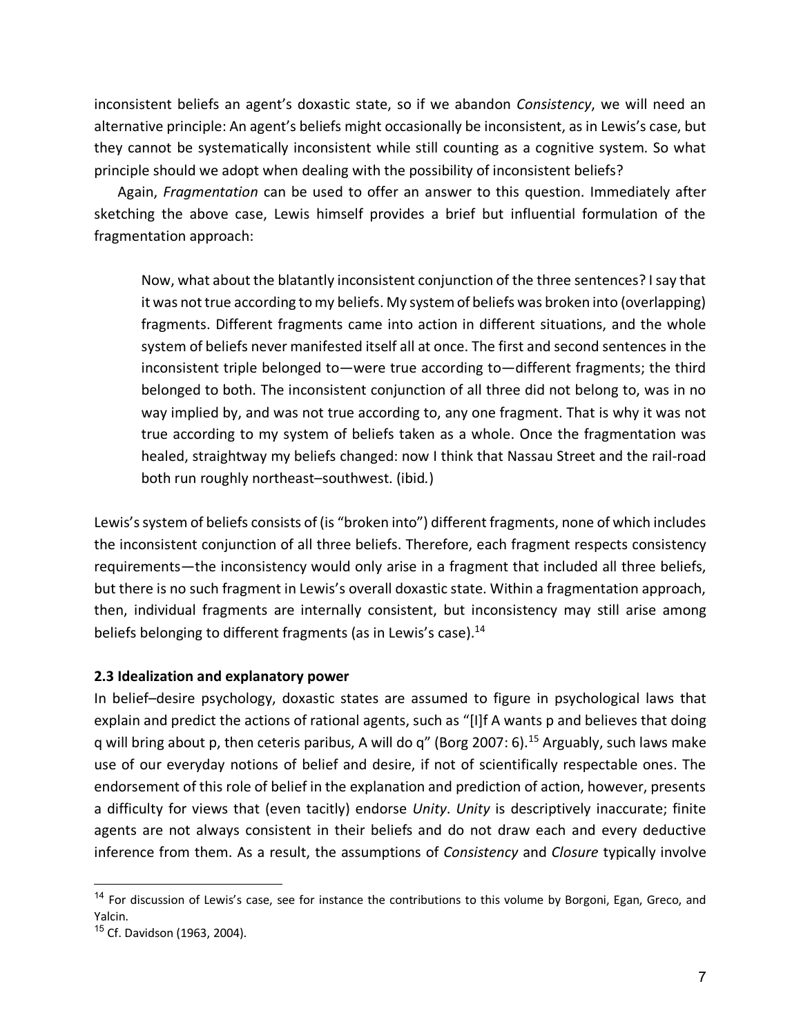inconsistent beliefs an agent's doxastic state, so if we abandon *Consistency*, we will need an alternative principle: An agent's beliefs might occasionally be inconsistent, as in Lewis's case, but they cannot be systematically inconsistent while still counting as a cognitive system. So what principle should we adopt when dealing with the possibility of inconsistent beliefs?

Again, *Fragmentation* can be used to offer an answer to this question. Immediately after sketching the above case, Lewis himself provides a brief but influential formulation of the fragmentation approach:

> Now, what about the blatantly inconsistent conjunction of the three sentences? I say that it was not true according to my beliefs. My system of beliefs was broken into (overlapping) fragments. Different fragments came into action in different situations, and the whole system of beliefs never manifested itself all at once. The first and second sentences in the inconsistent triple belonged to—were true according to—different fragments; the third belonged to both. The inconsistent conjunction of all three did not belong to, was in no way implied by, and was not true according to, any one fragment. That is why it was not true according to my system of beliefs taken as a whole. Once the fragmentation was healed, straightway my beliefs changed: now I think that Nassau Street and the rail-road both run roughly northeast–southwest. (ibid.)

Lewis's system of beliefs consists of (is "broken into") different fragments, none of which includes the inconsistent conjunction of all three beliefs. Therefore, each fragment respects consistency requirements—the inconsistency would only arise in a fragment that included all three beliefs, but there is no such fragment in Lewis's overall doxastic state. Within a fragmentation approach, then, individual fragments are internally consistent, but inconsistency may still arise among beliefs belonging to different fragments (as in Lewis's case).[14]

### 2.3 Idealization and explanatory power

In belief–desire psychology, doxastic states are assumed to figure in psychological laws that explain and predict the actions of rational agents, such as "[I]f A wants p and believes that doing q will bring about p, then ceteris paribus, A will do q" (Borg 2007: 6).[15] Arguably, such laws make use of our everyday notions of belief and desire, if not of scientifically respectable ones. The endorsement of this role of belief in the explanation and prediction of action, however, presents a difficulty for views that (even tacitly) endorse *Unity*. *Unity* is descriptively inaccurate; finite agents are not always consistent in their beliefs and do not draw each and every deductive inference from them. As a result, the assumptions of *Consistency* and *Closure* typically involve

---

[14] For discussion of Lewis's case, see for instance the contributions to this volume by Borgoni, Egan, Greco, and Yalcin.

[15] Cf. Davidson (1963, 2004).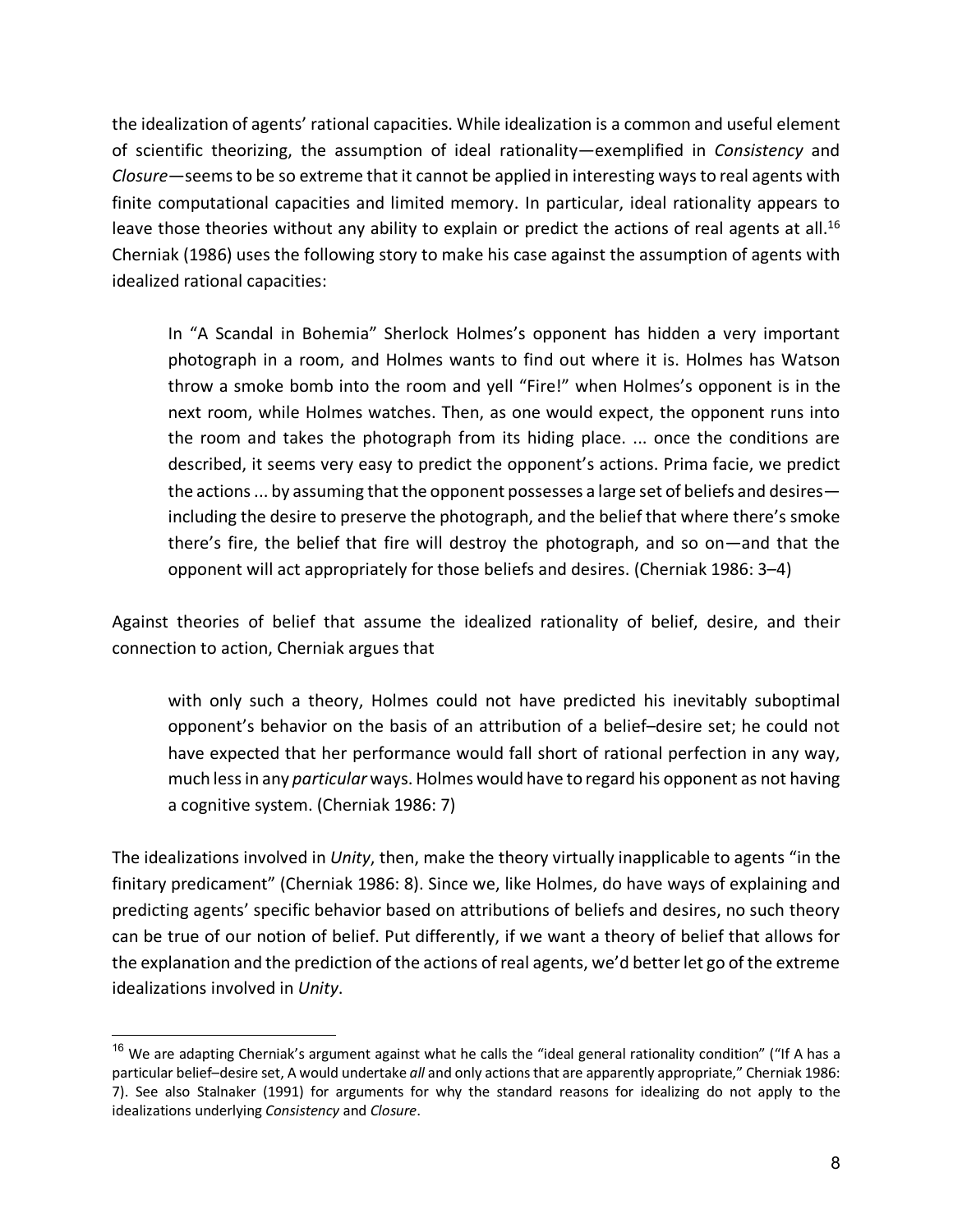the idealization of agents' rational capacities. While idealization is a common and useful element of scientific theorizing, the assumption of ideal rationality—exemplified in *Consistency* and *Closure*—seems to be so extreme that it cannot be applied in interesting ways to real agents with finite computational capacities and limited memory. In particular, ideal rationality appears to leave those theories without any ability to explain or predict the actions of real agents at all.[16] Cherniak (1986) uses the following story to make his case against the assumption of agents with idealized rational capacities:

> In "A Scandal in Bohemia" Sherlock Holmes's opponent has hidden a very important photograph in a room, and Holmes wants to find out where it is. Holmes has Watson throw a smoke bomb into the room and yell "Fire!" when Holmes's opponent is in the next room, while Holmes watches. Then, as one would expect, the opponent runs into the room and takes the photograph from its hiding place. ... once the conditions are described, it seems very easy to predict the opponent's actions. Prima facie, we predict the actions ... by assuming that the opponent possesses a large set of beliefs and desires—including the desire to preserve the photograph, and the belief that where there's smoke there's fire, the belief that fire will destroy the photograph, and so on—and that the opponent will act appropriately for those beliefs and desires. (Cherniak 1986: 3–4)

Against theories of belief that assume the idealized rationality of belief, desire, and their connection to action, Cherniak argues that

> with only such a theory, Holmes could not have predicted his inevitably suboptimal opponent's behavior on the basis of an attribution of a belief–desire set; he could not have expected that her performance would fall short of rational perfection in any way, much less in any *particular* ways. Holmes would have to regard his opponent as not having a cognitive system. (Cherniak 1986: 7)

The idealizations involved in *Unity*, then, make the theory virtually inapplicable to agents "in the finitary predicament" (Cherniak 1986: 8). Since we, like Holmes, do have ways of explaining and predicting agents' specific behavior based on attributions of beliefs and desires, no such theory can be true of our notion of belief. Put differently, if we want a theory of belief that allows for the explanation and the prediction of the actions of real agents, we'd better let go of the extreme idealizations involved in *Unity*.

---

[16] We are adapting Cherniak's argument against what he calls the "ideal general rationality condition" ("If A has a particular belief–desire set, A would undertake *all* and only actions that are apparently appropriate," Cherniak 1986: 7). See also Stalnaker (1991) for arguments for why the standard reasons for idealizing do not apply to the idealizations underlying *Consistency* and *Closure*.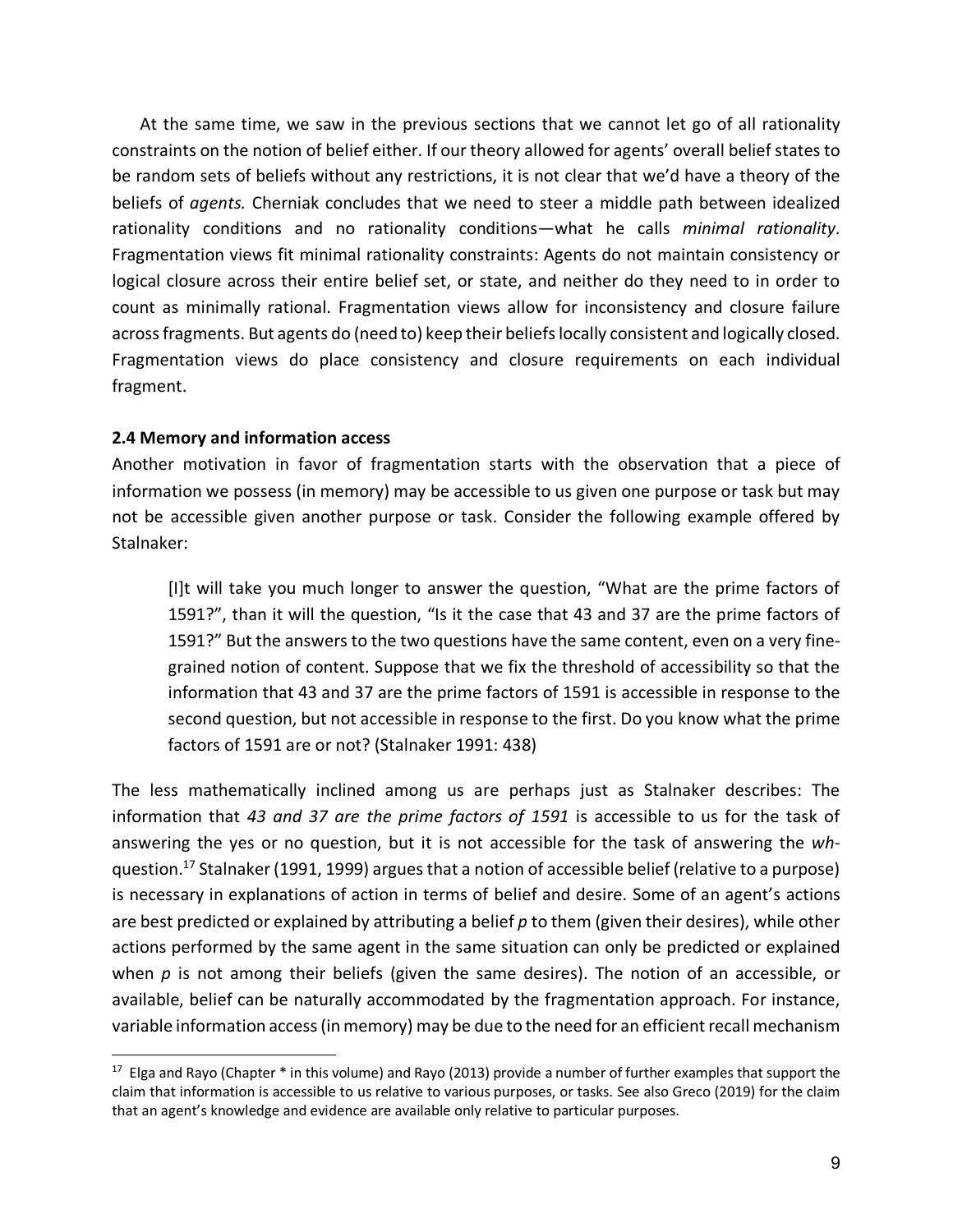At the same time, we saw in the previous sections that we cannot let go of all rationality constraints on the notion of belief either. If our theory allowed for agents' overall belief states to be random sets of beliefs without any restrictions, it is not clear that we'd have a theory of the beliefs of *agents.* Cherniak concludes that we need to steer a middle path between idealized rationality conditions and no rationality conditions—what he calls *minimal rationality*. Fragmentation views fit minimal rationality constraints: Agents do not maintain consistency or logical closure across their entire belief set, or state, and neither do they need to in order to count as minimally rational. Fragmentation views allow for inconsistency and closure failure across fragments. But agents do (need to) keep their beliefs locally consistent and logically closed. Fragmentation views do place consistency and closure requirements on each individual fragment.

### 2.4 Memory and information access

Another motivation in favor of fragmentation starts with the observation that a piece of information we possess (in memory) may be accessible to us given one purpose or task but may not be accessible given another purpose or task. Consider the following example offered by Stalnaker:

> [I]t will take you much longer to answer the question, "What are the prime factors of 1591?", than it will the question, "Is it the case that 43 and 37 are the prime factors of 1591?" But the answers to the two questions have the same content, even on a very fine-grained notion of content. Suppose that we fix the threshold of accessibility so that the information that 43 and 37 are the prime factors of 1591 is accessible in response to the second question, but not accessible in response to the first. Do you know what the prime factors of 1591 are or not? (Stalnaker 1991: 438)

The less mathematically inclined among us are perhaps just as Stalnaker describes: The information that *43 and 37 are the prime factors of 1591* is accessible to us for the task of answering the yes or no question, but it is not accessible for the task of answering the *wh*-question.[17] Stalnaker (1991, 1999) argues that a notion of accessible belief (relative to a purpose) is necessary in explanations of action in terms of belief and desire. Some of an agent's actions are best predicted or explained by attributing a belief *p* to them (given their desires), while other actions performed by the same agent in the same situation can only be predicted or explained when *p* is not among their beliefs (given the same desires). The notion of an accessible, or available, belief can be naturally accommodated by the fragmentation approach. For instance, variable information access (in memory) may be due to the need for an efficient recall mechanism

[17] Elga and Rayo (Chapter * in this volume) and Rayo (2013) provide a number of further examples that support the claim that information is accessible to us relative to various purposes, or tasks. See also Greco (2019) for the claim that an agent's knowledge and evidence are available only relative to particular purposes.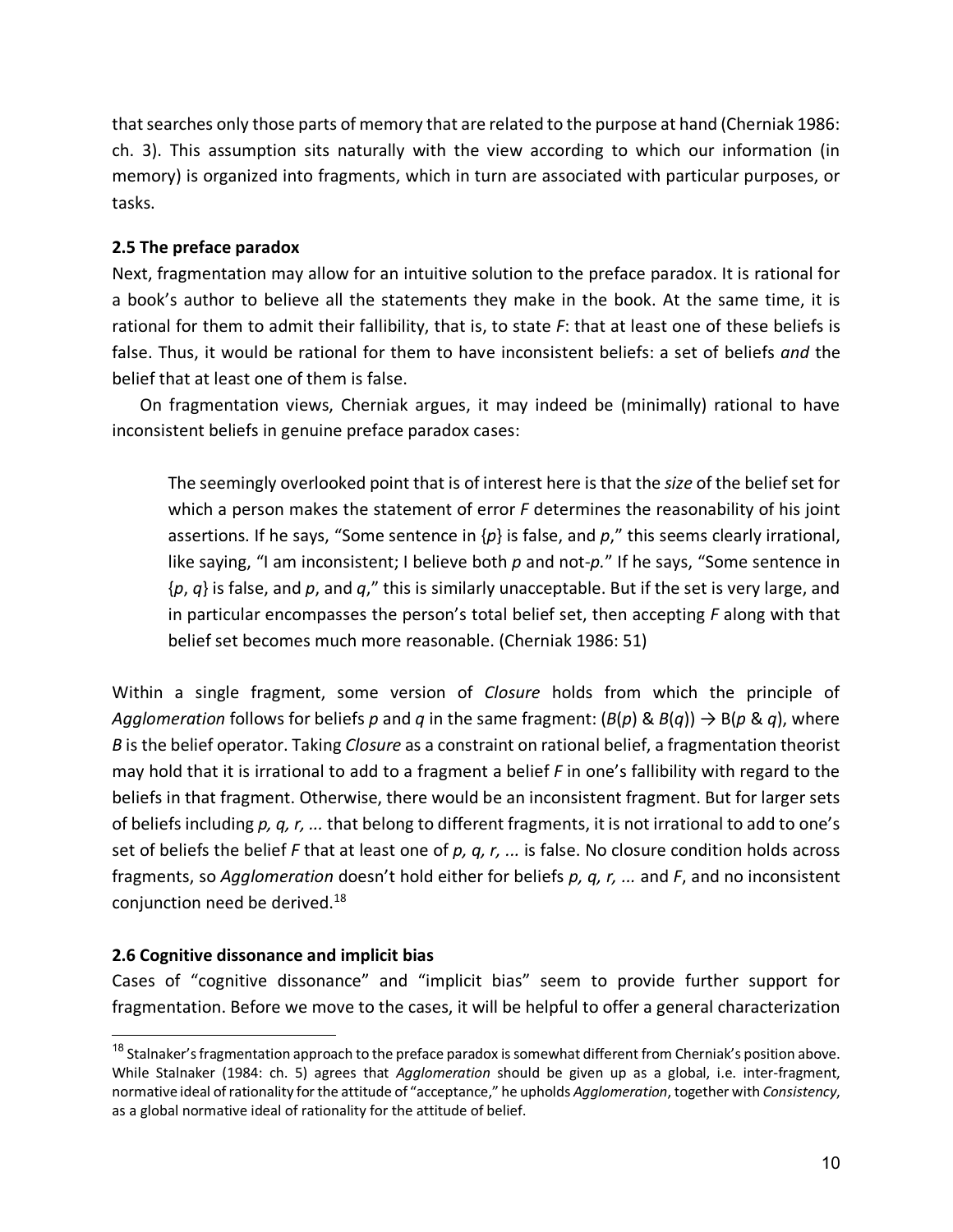that searches only those parts of memory that are related to the purpose at hand (Cherniak 1986: ch. 3). This assumption sits naturally with the view according to which our information (in memory) is organized into fragments, which in turn are associated with particular purposes, or tasks.

### 2.5 The preface paradox

Next, fragmentation may allow for an intuitive solution to the preface paradox. It is rational for a book's author to believe all the statements they make in the book. At the same time, it is rational for them to admit their fallibility, that is, to state *F*: that at least one of these beliefs is false. Thus, it would be rational for them to have inconsistent beliefs: a set of beliefs *and* the belief that at least one of them is false.

On fragmentation views, Cherniak argues, it may indeed be (minimally) rational to have inconsistent beliefs in genuine preface paradox cases:

> The seemingly overlooked point that is of interest here is that the *size* of the belief set for which a person makes the statement of error *F* determines the reasonability of his joint assertions. If he says, "Some sentence in {*p*} is false, and *p*," this seems clearly irrational, like saying, "I am inconsistent; I believe both *p* and not-*p.*" If he says, "Some sentence in {*p*, *q*} is false, and *p*, and *q*," this is similarly unacceptable. But if the set is very large, and in particular encompasses the person's total belief set, then accepting *F* along with that belief set becomes much more reasonable. (Cherniak 1986: 51)

Within a single fragment, some version of *Closure* holds from which the principle of *Agglomeration* follows for beliefs *p* and *q* in the same fragment: $(B(p) \ \& \ B(q)) \rightarrow B(p \ \& \ q)$, where *B* is the belief operator. Taking *Closure* as a constraint on rational belief, a fragmentation theorist may hold that it is irrational to add to a fragment a belief *F* in one's fallibility with regard to the beliefs in that fragment. Otherwise, there would be an inconsistent fragment. But for larger sets of beliefs including *p, q, r, ...* that belong to different fragments, it is not irrational to add to one's set of beliefs the belief *F* that at least one of *p, q, r, ...* is false. No closure condition holds across fragments, so *Agglomeration* doesn't hold either for beliefs *p, q, r, ...* and *F*, and no inconsistent conjunction need be derived.[18]

### 2.6 Cognitive dissonance and implicit bias

Cases of "cognitive dissonance" and "implicit bias" seem to provide further support for fragmentation. Before we move to the cases, it will be helpful to offer a general characterization

---

[18] Stalnaker's fragmentation approach to the preface paradox is somewhat different from Cherniak's position above. While Stalnaker (1984: ch. 5) agrees that *Agglomeration* should be given up as a global, i.e. inter-fragment, normative ideal of rationality for the attitude of "acceptance," he upholds *Agglomeration*, together with *Consistency*, as a global normative ideal of rationality for the attitude of belief.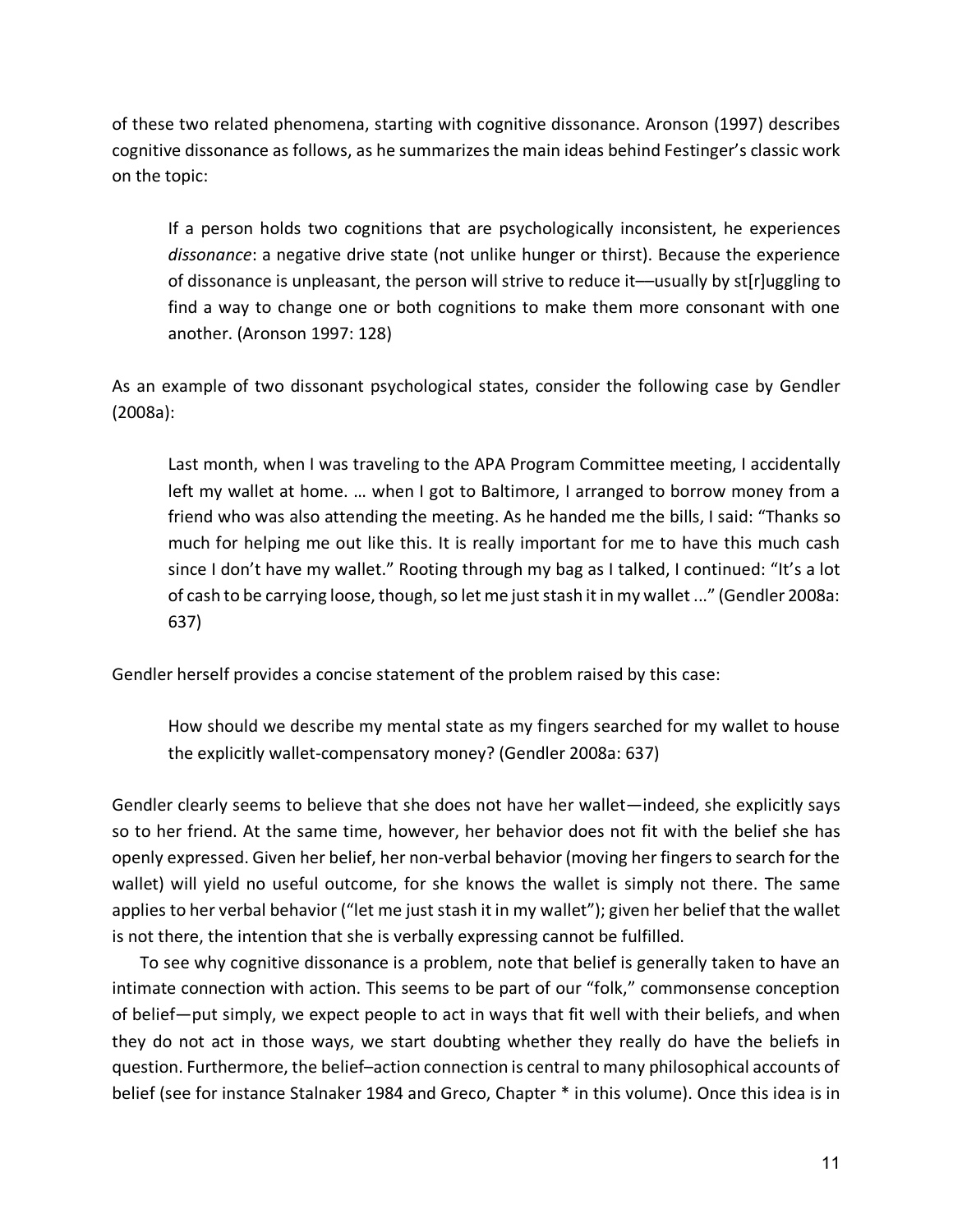of these two related phenomena, starting with cognitive dissonance. Aronson (1997) describes cognitive dissonance as follows, as he summarizes the main ideas behind Festinger's classic work on the topic:

> If a person holds two cognitions that are psychologically inconsistent, he experiences *dissonance*: a negative drive state (not unlike hunger or thirst). Because the experience of dissonance is unpleasant, the person will strive to reduce it—usually by st[r]uggling to find a way to change one or both cognitions to make them more consonant with one another. (Aronson 1997: 128)

As an example of two dissonant psychological states, consider the following case by Gendler (2008a):

> Last month, when I was traveling to the APA Program Committee meeting, I accidentally left my wallet at home. … when I got to Baltimore, I arranged to borrow money from a friend who was also attending the meeting. As he handed me the bills, I said: "Thanks so much for helping me out like this. It is really important for me to have this much cash since I don't have my wallet." Rooting through my bag as I talked, I continued: "It's a lot of cash to be carrying loose, though, so let me just stash it in my wallet ..." (Gendler 2008a: 637)

Gendler herself provides a concise statement of the problem raised by this case:

> How should we describe my mental state as my fingers searched for my wallet to house the explicitly wallet-compensatory money? (Gendler 2008a: 637)

Gendler clearly seems to believe that she does not have her wallet—indeed, she explicitly says so to her friend. At the same time, however, her behavior does not fit with the belief she has openly expressed. Given her belief, her non-verbal behavior (moving her fingers to search for the wallet) will yield no useful outcome, for she knows the wallet is simply not there. The same applies to her verbal behavior ("let me just stash it in my wallet"); given her belief that the wallet is not there, the intention that she is verbally expressing cannot be fulfilled.

To see why cognitive dissonance is a problem, note that belief is generally taken to have an intimate connection with action. This seems to be part of our "folk," commonsense conception of belief—put simply, we expect people to act in ways that fit well with their beliefs, and when they do not act in those ways, we start doubting whether they really do have the beliefs in question. Furthermore, the belief–action connection is central to many philosophical accounts of belief (see for instance Stalnaker 1984 and Greco, Chapter * in this volume). Once this idea is in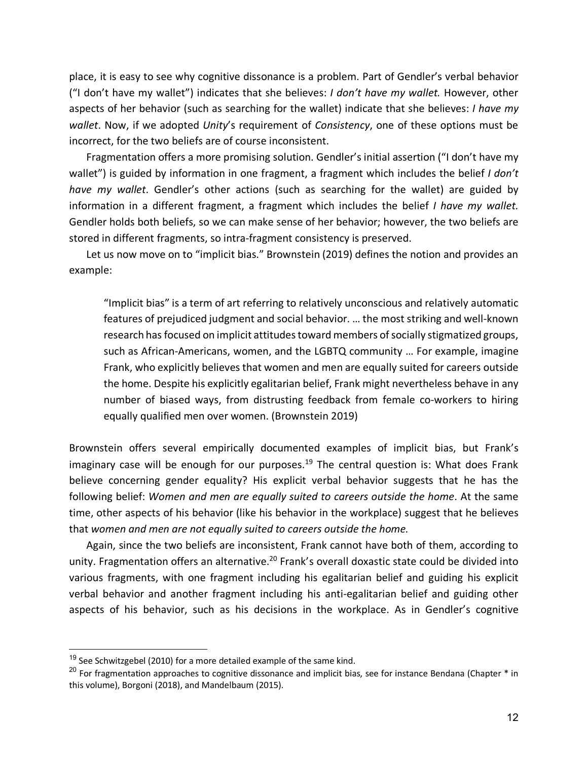place, it is easy to see why cognitive dissonance is a problem. Part of Gendler's verbal behavior ("I don't have my wallet") indicates that she believes: *I don't have my wallet.* However, other aspects of her behavior (such as searching for the wallet) indicate that she believes: *I have my wallet*. Now, if we adopted *Unity*'s requirement of *Consistency*, one of these options must be incorrect, for the two beliefs are of course inconsistent.

Fragmentation offers a more promising solution. Gendler's initial assertion ("I don't have my wallet") is guided by information in one fragment, a fragment which includes the belief *I don't have my wallet*. Gendler's other actions (such as searching for the wallet) are guided by information in a different fragment, a fragment which includes the belief *I have my wallet.* Gendler holds both beliefs, so we can make sense of her behavior; however, the two beliefs are stored in different fragments, so intra-fragment consistency is preserved.

Let us now move on to "implicit bias." Brownstein (2019) defines the notion and provides an example:

> "Implicit bias" is a term of art referring to relatively unconscious and relatively automatic features of prejudiced judgment and social behavior. … the most striking and well-known research has focused on implicit attitudes toward members of socially stigmatized groups, such as African-Americans, women, and the LGBTQ community … For example, imagine Frank, who explicitly believes that women and men are equally suited for careers outside the home. Despite his explicitly egalitarian belief, Frank might nevertheless behave in any number of biased ways, from distrusting feedback from female co-workers to hiring equally qualified men over women. (Brownstein 2019)

Brownstein offers several empirically documented examples of implicit bias, but Frank's imaginary case will be enough for our purposes.[19] The central question is: What does Frank believe concerning gender equality? His explicit verbal behavior suggests that he has the following belief: *Women and men are equally suited to careers outside the home*. At the same time, other aspects of his behavior (like his behavior in the workplace) suggest that he believes that *women and men are not equally suited to careers outside the home.*

Again, since the two beliefs are inconsistent, Frank cannot have both of them, according to unity. Fragmentation offers an alternative.[20] Frank's overall doxastic state could be divided into various fragments, with one fragment including his egalitarian belief and guiding his explicit verbal behavior and another fragment including his anti-egalitarian belief and guiding other aspects of his behavior, such as his decisions in the workplace. As in Gendler's cognitive

[19] See Schwitzgebel (2010) for a more detailed example of the same kind.

[20] For fragmentation approaches to cognitive dissonance and implicit bias, see for instance Bendana (Chapter * in this volume), Borgoni (2018), and Mandelbaum (2015).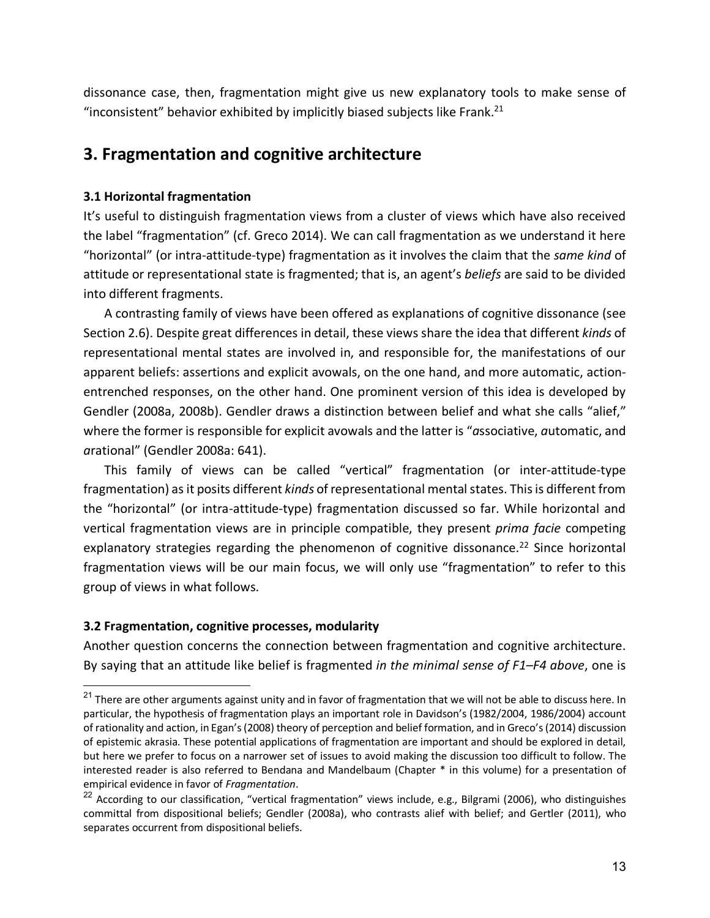dissonance case, then, fragmentation might give us new explanatory tools to make sense of "inconsistent" behavior exhibited by implicitly biased subjects like Frank.[21]

## 3. Fragmentation and cognitive architecture

### 3.1 Horizontal fragmentation

It's useful to distinguish fragmentation views from a cluster of views which have also received the label "fragmentation" (cf. Greco 2014). We can call fragmentation as we understand it here "horizontal" (or intra-attitude-type) fragmentation as it involves the claim that the *same kind* of attitude or representational state is fragmented; that is, an agent's *beliefs* are said to be divided into different fragments.

A contrasting family of views have been offered as explanations of cognitive dissonance (see Section 2.6). Despite great differences in detail, these views share the idea that different *kinds* of representational mental states are involved in, and responsible for, the manifestations of our apparent beliefs: assertions and explicit avowals, on the one hand, and more automatic, action-entrenched responses, on the other hand. One prominent version of this idea is developed by Gendler (2008a, 2008b). Gendler draws a distinction between belief and what she calls "alief," where the former is responsible for explicit avowals and the latter is "*a*ssociative, *a*utomatic, and *a*rational" (Gendler 2008a: 641).

This family of views can be called "vertical" fragmentation (or inter-attitude-type fragmentation) as it posits different *kinds* of representational mental states. This is different from the "horizontal" (or intra-attitude-type) fragmentation discussed so far. While horizontal and vertical fragmentation views are in principle compatible, they present *prima facie* competing explanatory strategies regarding the phenomenon of cognitive dissonance.[22] Since horizontal fragmentation views will be our main focus, we will only use "fragmentation" to refer to this group of views in what follows.

### 3.2 Fragmentation, cognitive processes, modularity

Another question concerns the connection between fragmentation and cognitive architecture. By saying that an attitude like belief is fragmented *in the minimal sense of F1–F4 above*, one is

---

[21] There are other arguments against unity and in favor of fragmentation that we will not be able to discuss here. In particular, the hypothesis of fragmentation plays an important role in Davidson's (1982/2004, 1986/2004) account of rationality and action, in Egan's (2008) theory of perception and belief formation, and in Greco's (2014) discussion of epistemic akrasia. These potential applications of fragmentation are important and should be explored in detail, but here we prefer to focus on a narrower set of issues to avoid making the discussion too difficult to follow. The interested reader is also referred to Bendana and Mandelbaum (Chapter * in this volume) for a presentation of empirical evidence in favor of *Fragmentation*.

[22] According to our classification, "vertical fragmentation" views include, e.g., Bilgrami (2006), who distinguishes committal from dispositional beliefs; Gendler (2008a), who contrasts alief with belief; and Gertler (2011), who separates occurrent from dispositional beliefs.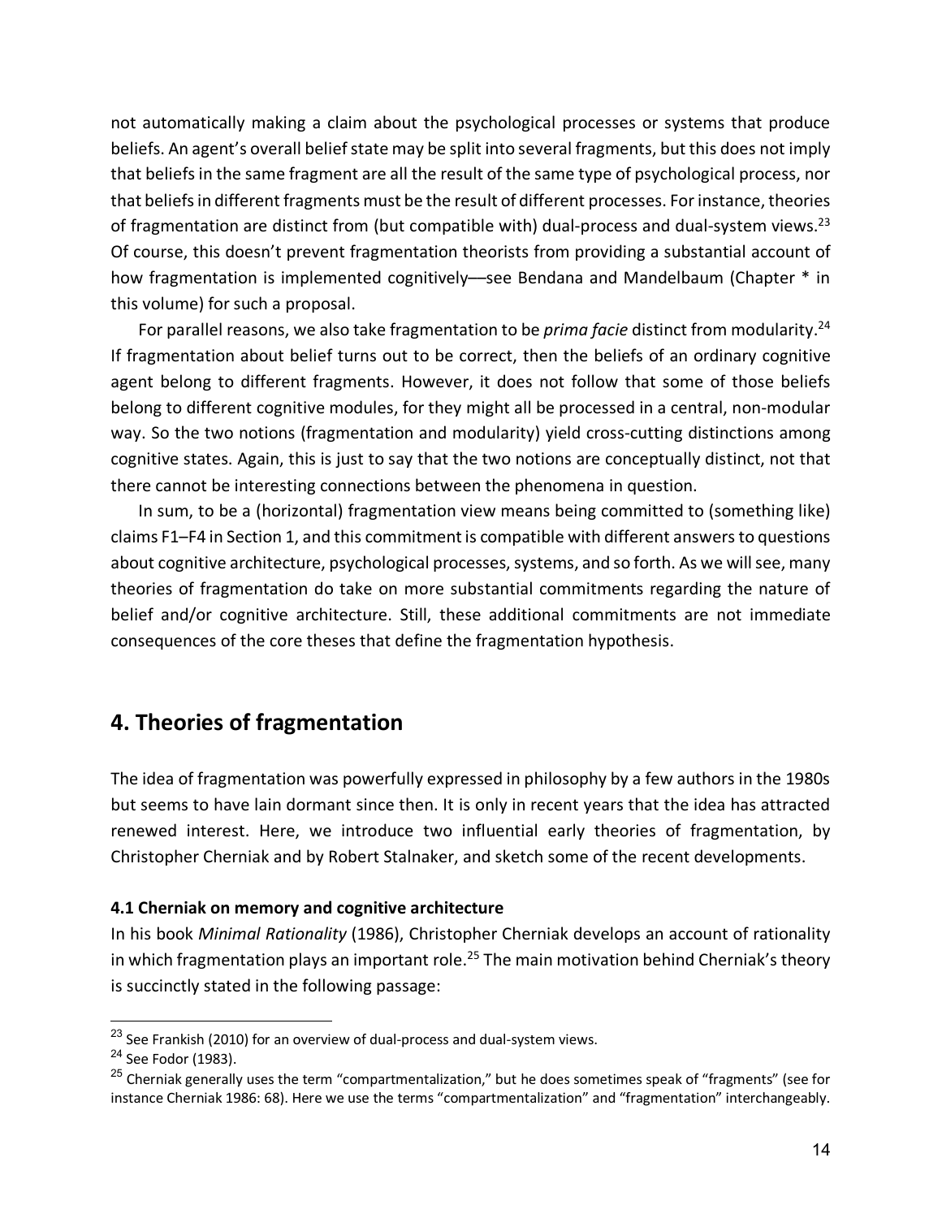not automatically making a claim about the psychological processes or systems that produce beliefs. An agent's overall belief state may be split into several fragments, but this does not imply that beliefs in the same fragment are all the result of the same type of psychological process, nor that beliefs in different fragments must be the result of different processes. For instance, theories of fragmentation are distinct from (but compatible with) dual-process and dual-system views.[23] Of course, this doesn't prevent fragmentation theorists from providing a substantial account of how fragmentation is implemented cognitively—see Bendana and Mandelbaum (Chapter * in this volume) for such a proposal.

For parallel reasons, we also take fragmentation to be *prima facie* distinct from modularity.[24] If fragmentation about belief turns out to be correct, then the beliefs of an ordinary cognitive agent belong to different fragments. However, it does not follow that some of those beliefs belong to different cognitive modules, for they might all be processed in a central, non-modular way. So the two notions (fragmentation and modularity) yield cross-cutting distinctions among cognitive states. Again, this is just to say that the two notions are conceptually distinct, not that there cannot be interesting connections between the phenomena in question.

In sum, to be a (horizontal) fragmentation view means being committed to (something like) claims F1–F4 in Section 1, and this commitment is compatible with different answers to questions about cognitive architecture, psychological processes, systems, and so forth. As we will see, many theories of fragmentation do take on more substantial commitments regarding the nature of belief and/or cognitive architecture. Still, these additional commitments are not immediate consequences of the core theses that define the fragmentation hypothesis.

## 4. Theories of fragmentation

The idea of fragmentation was powerfully expressed in philosophy by a few authors in the 1980s but seems to have lain dormant since then. It is only in recent years that the idea has attracted renewed interest. Here, we introduce two influential early theories of fragmentation, by Christopher Cherniak and by Robert Stalnaker, and sketch some of the recent developments.

### 4.1 Cherniak on memory and cognitive architecture

In his book *Minimal Rationality* (1986), Christopher Cherniak develops an account of rationality in which fragmentation plays an important role.[25] The main motivation behind Cherniak's theory is succinctly stated in the following passage:

---

[23] See Frankish (2010) for an overview of dual-process and dual-system views.

[24] See Fodor (1983).

[25] Cherniak generally uses the term "compartmentalization," but he does sometimes speak of "fragments" (see for instance Cherniak 1986: 68). Here we use the terms "compartmentalization" and "fragmentation" interchangeably.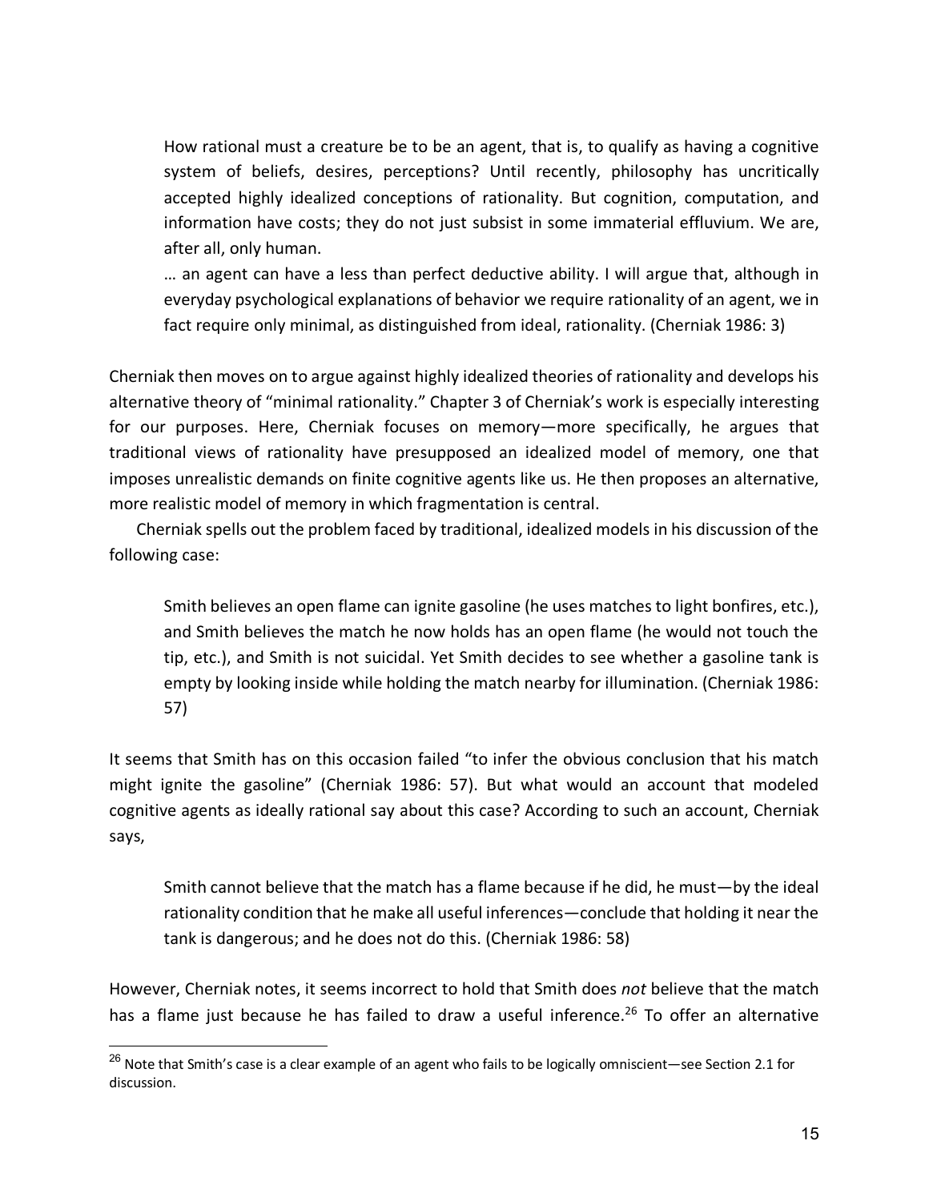> How rational must a creature be to be an agent, that is, to qualify as having a cognitive system of beliefs, desires, perceptions? Until recently, philosophy has uncritically accepted highly idealized conceptions of rationality. But cognition, computation, and information have costs; they do not just subsist in some immaterial effluvium. We are, after all, only human.
>
> … an agent can have a less than perfect deductive ability. I will argue that, although in everyday psychological explanations of behavior we require rationality of an agent, we in fact require only minimal, as distinguished from ideal, rationality. (Cherniak 1986: 3)

Cherniak then moves on to argue against highly idealized theories of rationality and develops his alternative theory of "minimal rationality." Chapter 3 of Cherniak's work is especially interesting for our purposes. Here, Cherniak focuses on memory—more specifically, he argues that traditional views of rationality have presupposed an idealized model of memory, one that imposes unrealistic demands on finite cognitive agents like us. He then proposes an alternative, more realistic model of memory in which fragmentation is central.

Cherniak spells out the problem faced by traditional, idealized models in his discussion of the following case:

> Smith believes an open flame can ignite gasoline (he uses matches to light bonfires, etc.), and Smith believes the match he now holds has an open flame (he would not touch the tip, etc.), and Smith is not suicidal. Yet Smith decides to see whether a gasoline tank is empty by looking inside while holding the match nearby for illumination. (Cherniak 1986: 57)

It seems that Smith has on this occasion failed "to infer the obvious conclusion that his match might ignite the gasoline" (Cherniak 1986: 57). But what would an account that modeled cognitive agents as ideally rational say about this case? According to such an account, Cherniak says,

> Smith cannot believe that the match has a flame because if he did, he must—by the ideal rationality condition that he make all useful inferences—conclude that holding it near the tank is dangerous; and he does not do this. (Cherniak 1986: 58)

However, Cherniak notes, it seems incorrect to hold that Smith does *not* believe that the match has a flame just because he has failed to draw a useful inference.[26] To offer an alternative

[26] Note that Smith's case is a clear example of an agent who fails to be logically omniscient—see Section 2.1 for discussion.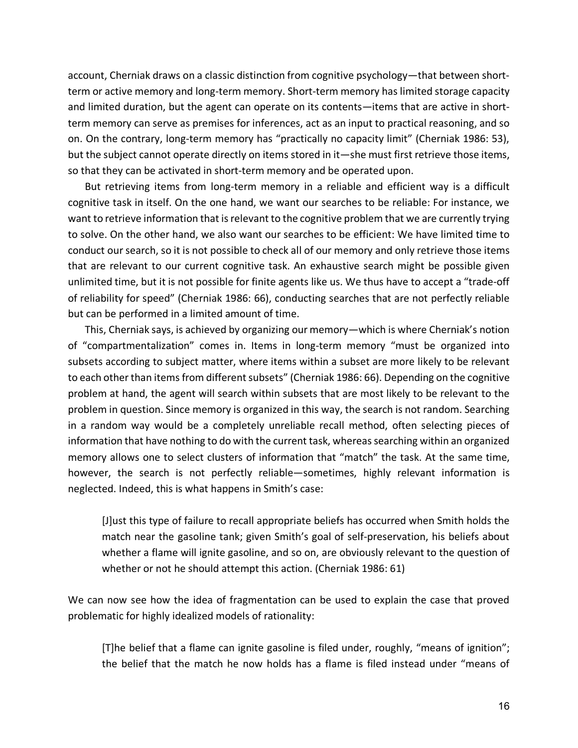account, Cherniak draws on a classic distinction from cognitive psychology—that between short-term or active memory and long-term memory. Short-term memory has limited storage capacity and limited duration, but the agent can operate on its contents—items that are active in short-term memory can serve as premises for inferences, act as an input to practical reasoning, and so on. On the contrary, long-term memory has "practically no capacity limit" (Cherniak 1986: 53), but the subject cannot operate directly on items stored in it—she must first retrieve those items, so that they can be activated in short-term memory and be operated upon.

But retrieving items from long-term memory in a reliable and efficient way is a difficult cognitive task in itself. On the one hand, we want our searches to be reliable: For instance, we want to retrieve information that is relevant to the cognitive problem that we are currently trying to solve. On the other hand, we also want our searches to be efficient: We have limited time to conduct our search, so it is not possible to check all of our memory and only retrieve those items that are relevant to our current cognitive task. An exhaustive search might be possible given unlimited time, but it is not possible for finite agents like us. We thus have to accept a "trade-off of reliability for speed" (Cherniak 1986: 66), conducting searches that are not perfectly reliable but can be performed in a limited amount of time.

This, Cherniak says, is achieved by organizing our memory—which is where Cherniak's notion of "compartmentalization" comes in. Items in long-term memory "must be organized into subsets according to subject matter, where items within a subset are more likely to be relevant to each other than items from different subsets" (Cherniak 1986: 66). Depending on the cognitive problem at hand, the agent will search within subsets that are most likely to be relevant to the problem in question. Since memory is organized in this way, the search is not random. Searching in a random way would be a completely unreliable recall method, often selecting pieces of information that have nothing to do with the current task, whereas searching within an organized memory allows one to select clusters of information that "match" the task. At the same time, however, the search is not perfectly reliable—sometimes, highly relevant information is neglected. Indeed, this is what happens in Smith's case:

> [J]ust this type of failure to recall appropriate beliefs has occurred when Smith holds the match near the gasoline tank; given Smith's goal of self-preservation, his beliefs about whether a flame will ignite gasoline, and so on, are obviously relevant to the question of whether or not he should attempt this action. (Cherniak 1986: 61)

We can now see how the idea of fragmentation can be used to explain the case that proved problematic for highly idealized models of rationality:

> [T]he belief that a flame can ignite gasoline is filed under, roughly, "means of ignition"; the belief that the match he now holds has a flame is filed instead under "means of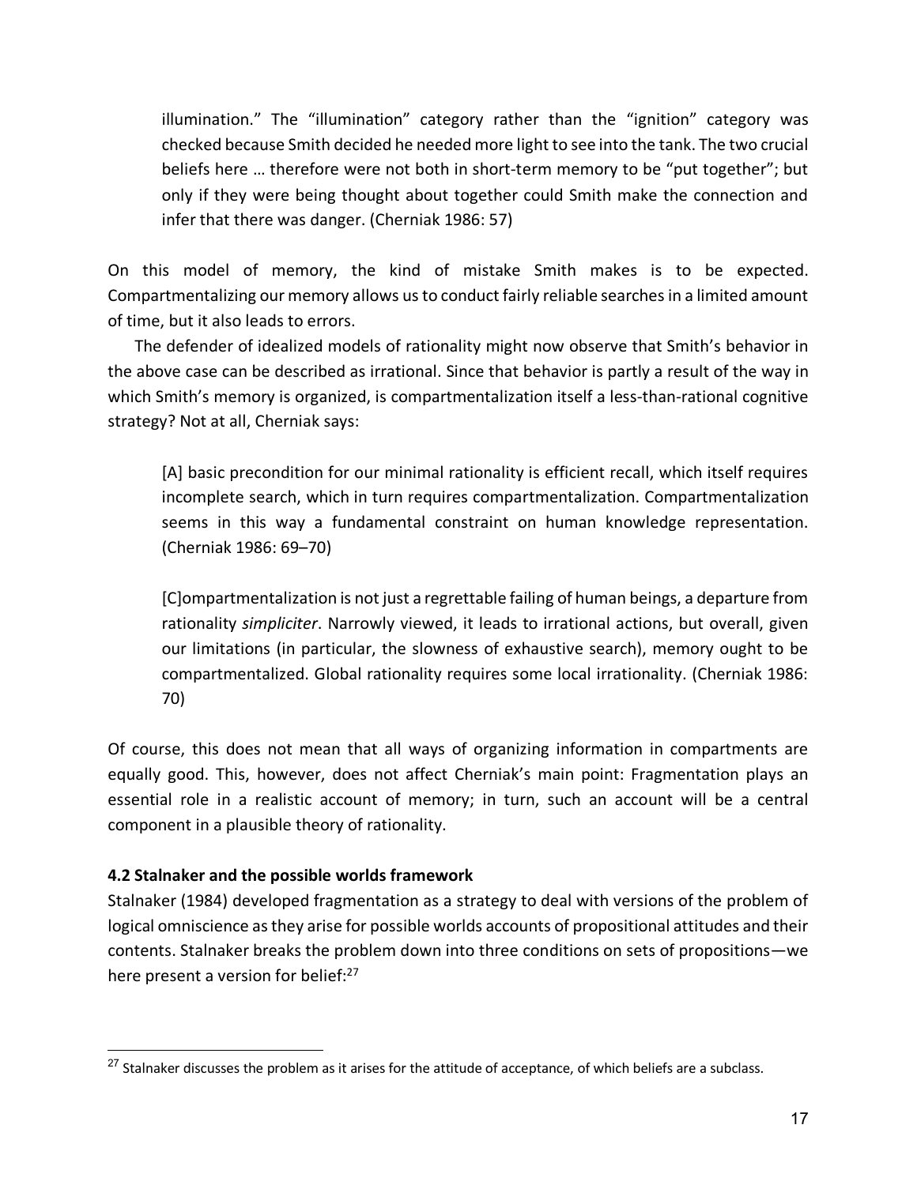> illumination." The "illumination" category rather than the "ignition" category was checked because Smith decided he needed more light to see into the tank. The two crucial beliefs here … therefore were not both in short-term memory to be "put together"; but only if they were being thought about together could Smith make the connection and infer that there was danger. (Cherniak 1986: 57)

On this model of memory, the kind of mistake Smith makes is to be expected. Compartmentalizing our memory allows us to conduct fairly reliable searches in a limited amount of time, but it also leads to errors.

The defender of idealized models of rationality might now observe that Smith's behavior in the above case can be described as irrational. Since that behavior is partly a result of the way in which Smith's memory is organized, is compartmentalization itself a less-than-rational cognitive strategy? Not at all, Cherniak says:

> [A] basic precondition for our minimal rationality is efficient recall, which itself requires incomplete search, which in turn requires compartmentalization. Compartmentalization seems in this way a fundamental constraint on human knowledge representation. (Cherniak 1986: 69–70)

> [C]ompartmentalization is not just a regrettable failing of human beings, a departure from rationality *simpliciter*. Narrowly viewed, it leads to irrational actions, but overall, given our limitations (in particular, the slowness of exhaustive search), memory ought to be compartmentalized. Global rationality requires some local irrationality. (Cherniak 1986: 70)

Of course, this does not mean that all ways of organizing information in compartments are equally good. This, however, does not affect Cherniak's main point: Fragmentation plays an essential role in a realistic account of memory; in turn, such an account will be a central component in a plausible theory of rationality.

### 4.2 Stalnaker and the possible worlds framework

Stalnaker (1984) developed fragmentation as a strategy to deal with versions of the problem of logical omniscience as they arise for possible worlds accounts of propositional attitudes and their contents. Stalnaker breaks the problem down into three conditions on sets of propositions—we here present a version for belief:[27]

---

[27] Stalnaker discusses the problem as it arises for the attitude of acceptance, of which beliefs are a subclass.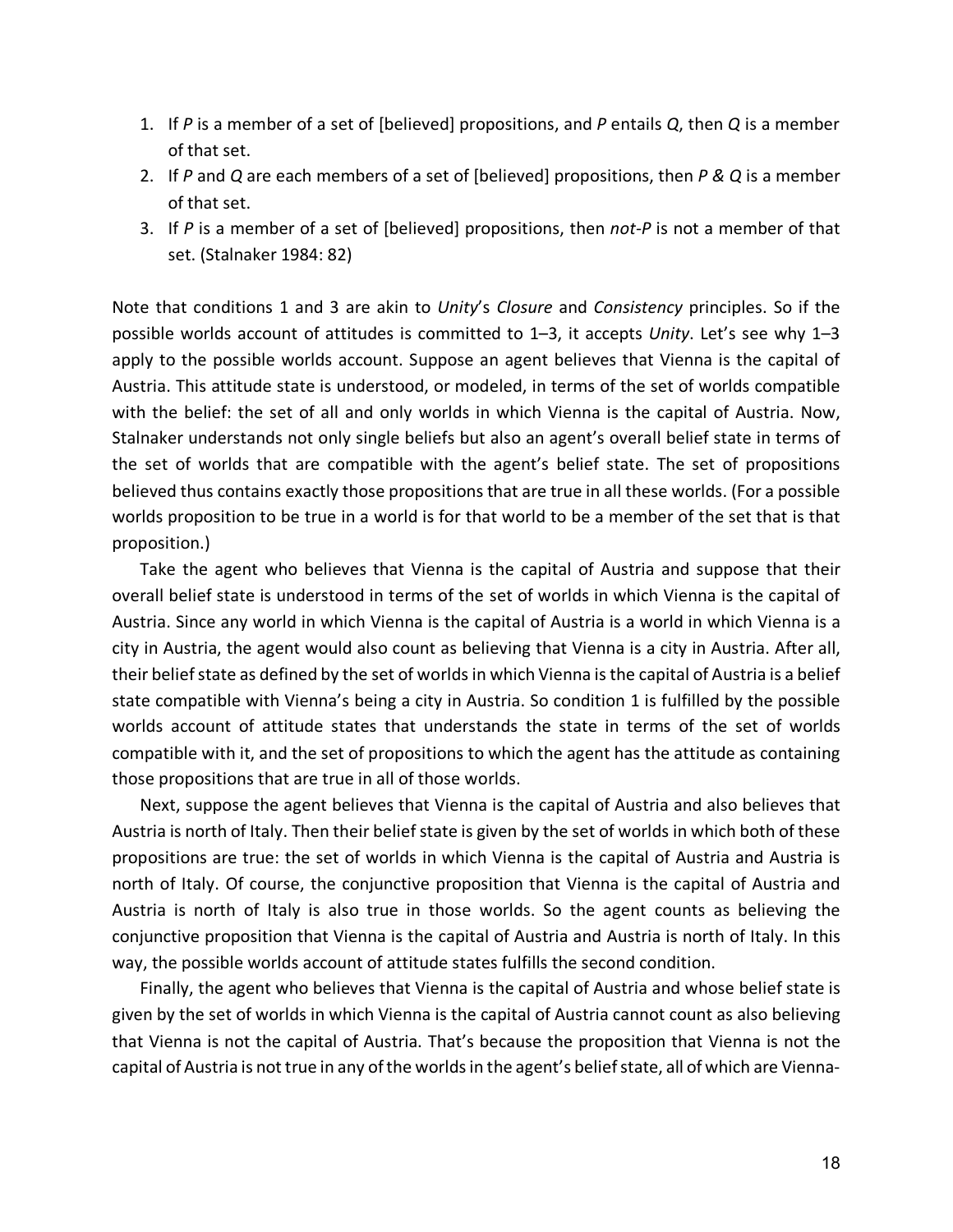1. If *P* is a member of a set of [believed] propositions, and *P* entails *Q*, then *Q* is a member of that set.
2. If *P* and *Q* are each members of a set of [believed] propositions, then *P & Q* is a member of that set.
3. If *P* is a member of a set of [believed] propositions, then *not-P* is not a member of that set. (Stalnaker 1984: 82)

Note that conditions 1 and 3 are akin to *Unity*'s *Closure* and *Consistency* principles. So if the possible worlds account of attitudes is committed to 1–3, it accepts *Unity*. Let's see why 1–3 apply to the possible worlds account. Suppose an agent believes that Vienna is the capital of Austria. This attitude state is understood, or modeled, in terms of the set of worlds compatible with the belief: the set of all and only worlds in which Vienna is the capital of Austria. Now, Stalnaker understands not only single beliefs but also an agent's overall belief state in terms of the set of worlds that are compatible with the agent's belief state. The set of propositions believed thus contains exactly those propositions that are true in all these worlds. (For a possible worlds proposition to be true in a world is for that world to be a member of the set that is that proposition.)

Take the agent who believes that Vienna is the capital of Austria and suppose that their overall belief state is understood in terms of the set of worlds in which Vienna is the capital of Austria. Since any world in which Vienna is the capital of Austria is a world in which Vienna is a city in Austria, the agent would also count as believing that Vienna is a city in Austria. After all, their belief state as defined by the set of worlds in which Vienna is the capital of Austria is a belief state compatible with Vienna's being a city in Austria. So condition 1 is fulfilled by the possible worlds account of attitude states that understands the state in terms of the set of worlds compatible with it, and the set of propositions to which the agent has the attitude as containing those propositions that are true in all of those worlds.

Next, suppose the agent believes that Vienna is the capital of Austria and also believes that Austria is north of Italy. Then their belief state is given by the set of worlds in which both of these propositions are true: the set of worlds in which Vienna is the capital of Austria and Austria is north of Italy. Of course, the conjunctive proposition that Vienna is the capital of Austria and Austria is north of Italy is also true in those worlds. So the agent counts as believing the conjunctive proposition that Vienna is the capital of Austria and Austria is north of Italy. In this way, the possible worlds account of attitude states fulfills the second condition.

Finally, the agent who believes that Vienna is the capital of Austria and whose belief state is given by the set of worlds in which Vienna is the capital of Austria cannot count as also believing that Vienna is not the capital of Austria. That's because the proposition that Vienna is not the capital of Austria is not true in any of the worlds in the agent's belief state, all of which are Vienna-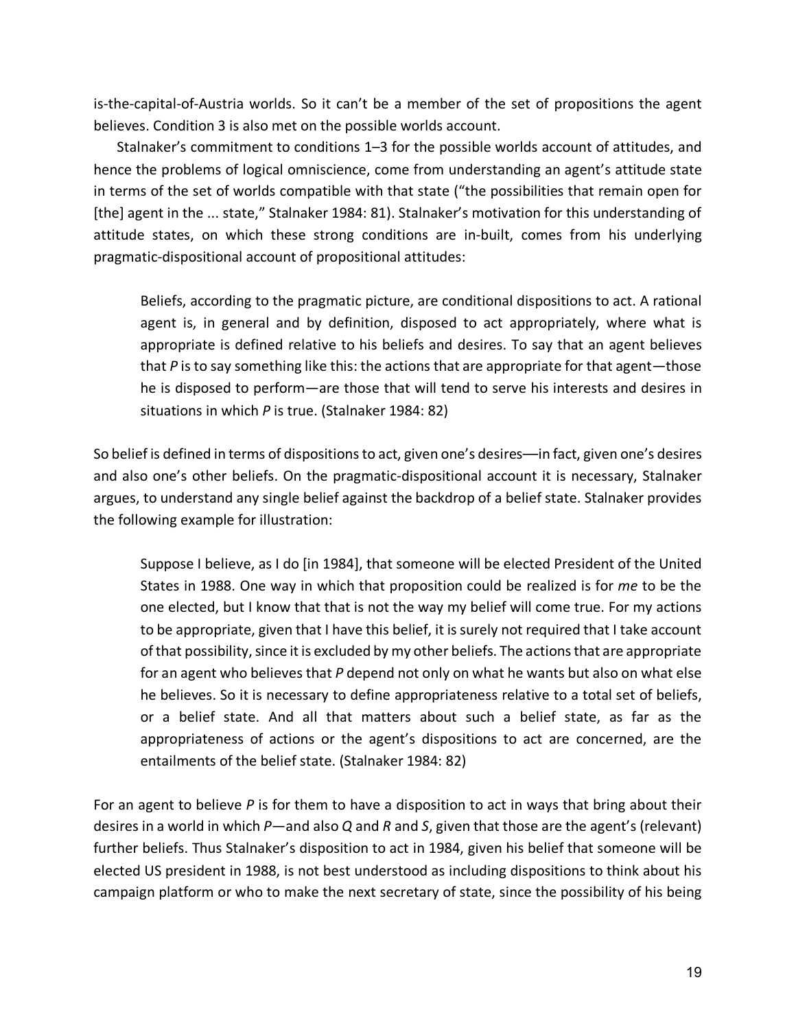is-the-capital-of-Austria worlds. So it can't be a member of the set of propositions the agent believes. Condition 3 is also met on the possible worlds account.

Stalnaker's commitment to conditions 1–3 for the possible worlds account of attitudes, and hence the problems of logical omniscience, come from understanding an agent's attitude state in terms of the set of worlds compatible with that state ("the possibilities that remain open for [the] agent in the ... state," Stalnaker 1984: 81). Stalnaker's motivation for this understanding of attitude states, on which these strong conditions are in-built, comes from his underlying pragmatic-dispositional account of propositional attitudes:

> Beliefs, according to the pragmatic picture, are conditional dispositions to act. A rational agent is, in general and by definition, disposed to act appropriately, where what is appropriate is defined relative to his beliefs and desires. To say that an agent believes that *P* is to say something like this: the actions that are appropriate for that agent—those he is disposed to perform—are those that will tend to serve his interests and desires in situations in which *P* is true. (Stalnaker 1984: 82)

So belief is defined in terms of dispositions to act, given one's desires—in fact, given one's desires and also one's other beliefs. On the pragmatic-dispositional account it is necessary, Stalnaker argues, to understand any single belief against the backdrop of a belief state. Stalnaker provides the following example for illustration:

> Suppose I believe, as I do [in 1984], that someone will be elected President of the United States in 1988. One way in which that proposition could be realized is for *me* to be the one elected, but I know that that is not the way my belief will come true. For my actions to be appropriate, given that I have this belief, it is surely not required that I take account of that possibility, since it is excluded by my other beliefs. The actions that are appropriate for an agent who believes that *P* depend not only on what he wants but also on what else he believes. So it is necessary to define appropriateness relative to a total set of beliefs, or a belief state. And all that matters about such a belief state, as far as the appropriateness of actions or the agent's dispositions to act are concerned, are the entailments of the belief state. (Stalnaker 1984: 82)

For an agent to believe *P* is for them to have a disposition to act in ways that bring about their desires in a world in which *P*—and also *Q* and *R* and *S*, given that those are the agent's (relevant) further beliefs. Thus Stalnaker's disposition to act in 1984, given his belief that someone will be elected US president in 1988, is not best understood as including dispositions to think about his campaign platform or who to make the next secretary of state, since the possibility of his being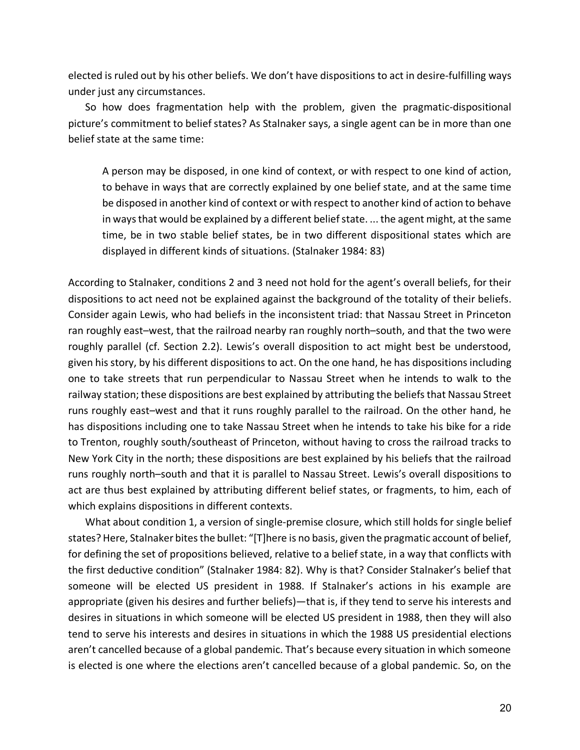elected is ruled out by his other beliefs. We don't have dispositions to act in desire-fulfilling ways under just any circumstances.

So how does fragmentation help with the problem, given the pragmatic-dispositional picture's commitment to belief states? As Stalnaker says, a single agent can be in more than one belief state at the same time:

> A person may be disposed, in one kind of context, or with respect to one kind of action, to behave in ways that are correctly explained by one belief state, and at the same time be disposed in another kind of context or with respect to another kind of action to behave in ways that would be explained by a different belief state. ... the agent might, at the same time, be in two stable belief states, be in two different dispositional states which are displayed in different kinds of situations. (Stalnaker 1984: 83)

According to Stalnaker, conditions 2 and 3 need not hold for the agent's overall beliefs, for their dispositions to act need not be explained against the background of the totality of their beliefs. Consider again Lewis, who had beliefs in the inconsistent triad: that Nassau Street in Princeton ran roughly east–west, that the railroad nearby ran roughly north–south, and that the two were roughly parallel (cf. Section 2.2). Lewis's overall disposition to act might best be understood, given his story, by his different dispositions to act. On the one hand, he has dispositions including one to take streets that run perpendicular to Nassau Street when he intends to walk to the railway station; these dispositions are best explained by attributing the beliefs that Nassau Street runs roughly east–west and that it runs roughly parallel to the railroad. On the other hand, he has dispositions including one to take Nassau Street when he intends to take his bike for a ride to Trenton, roughly south/southeast of Princeton, without having to cross the railroad tracks to New York City in the north; these dispositions are best explained by his beliefs that the railroad runs roughly north–south and that it is parallel to Nassau Street. Lewis's overall dispositions to act are thus best explained by attributing different belief states, or fragments, to him, each of which explains dispositions in different contexts.

What about condition 1, a version of single-premise closure, which still holds for single belief states? Here, Stalnaker bites the bullet: "[T]here is no basis, given the pragmatic account of belief, for defining the set of propositions believed, relative to a belief state, in a way that conflicts with the first deductive condition" (Stalnaker 1984: 82). Why is that? Consider Stalnaker's belief that someone will be elected US president in 1988. If Stalnaker's actions in his example are appropriate (given his desires and further beliefs)—that is, if they tend to serve his interests and desires in situations in which someone will be elected US president in 1988, then they will also tend to serve his interests and desires in situations in which the 1988 US presidential elections aren't cancelled because of a global pandemic. That's because every situation in which someone is elected is one where the elections aren't cancelled because of a global pandemic. So, on the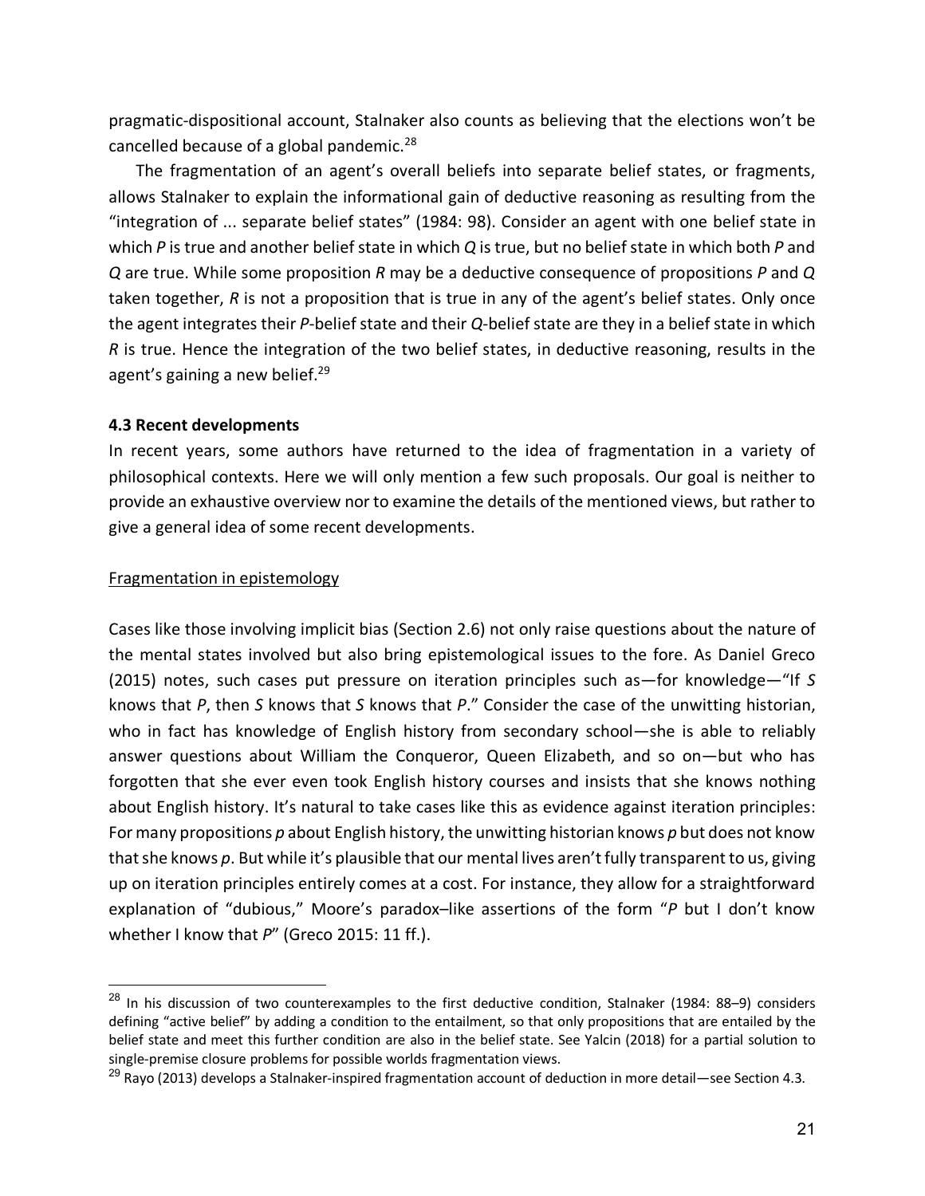pragmatic-dispositional account, Stalnaker also counts as believing that the elections won't be cancelled because of a global pandemic.[28]

The fragmentation of an agent's overall beliefs into separate belief states, or fragments, allows Stalnaker to explain the informational gain of deductive reasoning as resulting from the "integration of ... separate belief states" (1984: 98). Consider an agent with one belief state in which *P* is true and another belief state in which *Q* is true, but no belief state in which both *P* and *Q* are true. While some proposition *R* may be a deductive consequence of propositions *P* and *Q* taken together, *R* is not a proposition that is true in any of the agent's belief states. Only once the agent integrates their *P*-belief state and their *Q*-belief state are they in a belief state in which *R* is true. Hence the integration of the two belief states, in deductive reasoning, results in the agent's gaining a new belief.[29]

### 4.3 Recent developments

In recent years, some authors have returned to the idea of fragmentation in a variety of philosophical contexts. Here we will only mention a few such proposals. Our goal is neither to provide an exhaustive overview nor to examine the details of the mentioned views, but rather to give a general idea of some recent developments.

#### Fragmentation in epistemology

Cases like those involving implicit bias (Section 2.6) not only raise questions about the nature of the mental states involved but also bring epistemological issues to the fore. As Daniel Greco (2015) notes, such cases put pressure on iteration principles such as—for knowledge—"If *S* knows that *P*, then *S* knows that *S* knows that *P*." Consider the case of the unwitting historian, who in fact has knowledge of English history from secondary school—she is able to reliably answer questions about William the Conqueror, Queen Elizabeth, and so on—but who has forgotten that she ever even took English history courses and insists that she knows nothing about English history. It's natural to take cases like this as evidence against iteration principles: For many propositions *p* about English history, the unwitting historian knows *p* but does not know that she knows *p*. But while it's plausible that our mental lives aren't fully transparent to us, giving up on iteration principles entirely comes at a cost. For instance, they allow for a straightforward explanation of "dubious," Moore's paradox–like assertions of the form "*P* but I don't know whether I know that *P*" (Greco 2015: 11 ff.).

---

[28] In his discussion of two counterexamples to the first deductive condition, Stalnaker (1984: 88–9) considers defining "active belief" by adding a condition to the entailment, so that only propositions that are entailed by the belief state and meet this further condition are also in the belief state. See Yalcin (2018) for a partial solution to single-premise closure problems for possible worlds fragmentation views.

[29] Rayo (2013) develops a Stalnaker-inspired fragmentation account of deduction in more detail—see Section 4.3.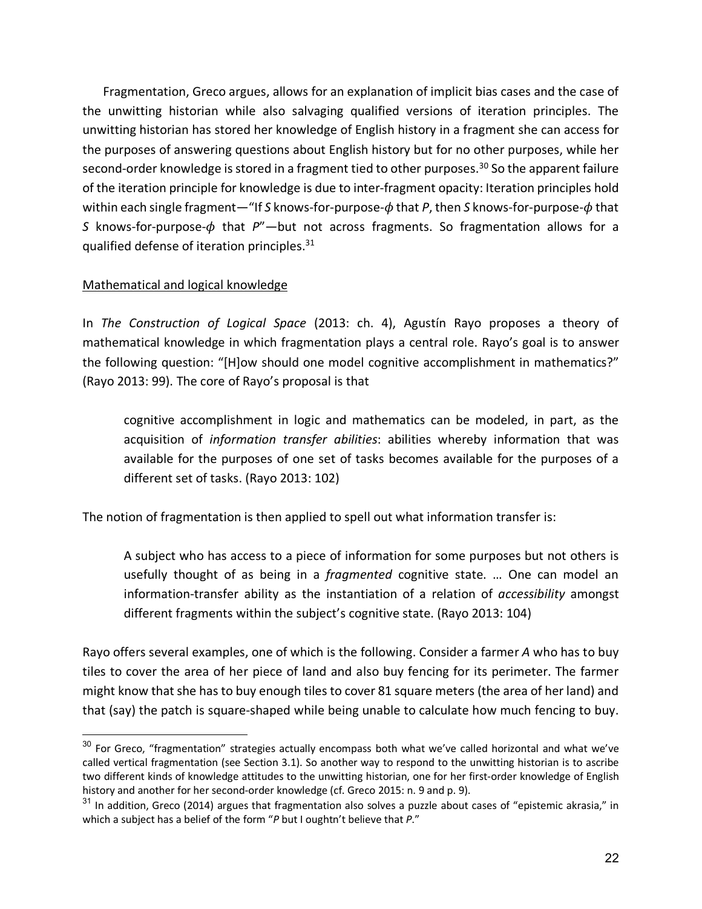Fragmentation, Greco argues, allows for an explanation of implicit bias cases and the case of the unwitting historian while also salvaging qualified versions of iteration principles. The unwitting historian has stored her knowledge of English history in a fragment she can access for the purposes of answering questions about English history but for no other purposes, while her second-order knowledge is stored in a fragment tied to other purposes.[30] So the apparent failure of the iteration principle for knowledge is due to inter-fragment opacity: Iteration principles hold within each single fragment—"If *S* knows-for-purpose-$\phi$ that *P*, then *S* knows-for-purpose-$\phi$ that *S* knows-for-purpose-$\phi$ that *P*"—but not across fragments. So fragmentation allows for a qualified defense of iteration principles.[31]

<u>Mathematical and logical knowledge</u>

In *The Construction of Logical Space* (2013: ch. 4), Agustín Rayo proposes a theory of mathematical knowledge in which fragmentation plays a central role. Rayo's goal is to answer the following question: "[H]ow should one model cognitive accomplishment in mathematics?" (Rayo 2013: 99). The core of Rayo's proposal is that

> cognitive accomplishment in logic and mathematics can be modeled, in part, as the acquisition of *information transfer abilities*: abilities whereby information that was available for the purposes of one set of tasks becomes available for the purposes of a different set of tasks. (Rayo 2013: 102)

The notion of fragmentation is then applied to spell out what information transfer is:

> A subject who has access to a piece of information for some purposes but not others is usefully thought of as being in a *fragmented* cognitive state. … One can model an information-transfer ability as the instantiation of a relation of *accessibility* amongst different fragments within the subject's cognitive state. (Rayo 2013: 104)

Rayo offers several examples, one of which is the following. Consider a farmer *A* who has to buy tiles to cover the area of her piece of land and also buy fencing for its perimeter. The farmer might know that she has to buy enough tiles to cover 81 square meters (the area of her land) and that (say) the patch is square-shaped while being unable to calculate how much fencing to buy.

---

[30] For Greco, "fragmentation" strategies actually encompass both what we've called horizontal and what we've called vertical fragmentation (see Section 3.1). So another way to respond to the unwitting historian is to ascribe two different kinds of knowledge attitudes to the unwitting historian, one for her first-order knowledge of English history and another for her second-order knowledge (cf. Greco 2015: n. 9 and p. 9).

[31] In addition, Greco (2014) argues that fragmentation also solves a puzzle about cases of "epistemic akrasia," in which a subject has a belief of the form "*P* but I oughtn't believe that *P*."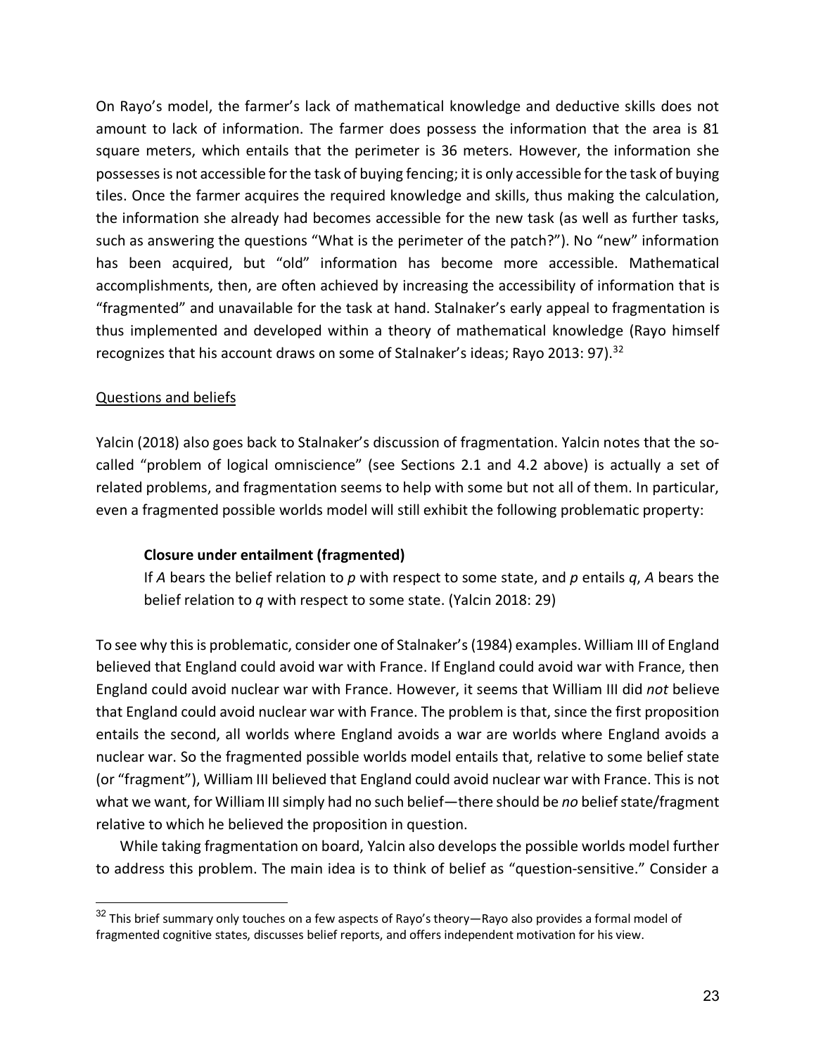On Rayo's model, the farmer's lack of mathematical knowledge and deductive skills does not amount to lack of information. The farmer does possess the information that the area is 81 square meters, which entails that the perimeter is 36 meters. However, the information she possesses is not accessible for the task of buying fencing; it is only accessible for the task of buying tiles. Once the farmer acquires the required knowledge and skills, thus making the calculation, the information she already had becomes accessible for the new task (as well as further tasks, such as answering the questions "What is the perimeter of the patch?"). No "new" information has been acquired, but "old" information has become more accessible. Mathematical accomplishments, then, are often achieved by increasing the accessibility of information that is "fragmented" and unavailable for the task at hand. Stalnaker's early appeal to fragmentation is thus implemented and developed within a theory of mathematical knowledge (Rayo himself recognizes that his account draws on some of Stalnaker's ideas; Rayo 2013: 97).[32]

<u>Questions and beliefs</u>

Yalcin (2018) also goes back to Stalnaker's discussion of fragmentation. Yalcin notes that the so-called "problem of logical omniscience" (see Sections 2.1 and 4.2 above) is actually a set of related problems, and fragmentation seems to help with some but not all of them. In particular, even a fragmented possible worlds model will still exhibit the following problematic property:

> **Closure under entailment (fragmented)**
>
> If *A* bears the belief relation to *p* with respect to some state, and *p* entails *q*, *A* bears the belief relation to *q* with respect to some state. (Yalcin 2018: 29)

To see why this is problematic, consider one of Stalnaker's (1984) examples. William III of England believed that England could avoid war with France. If England could avoid war with France, then England could avoid nuclear war with France. However, it seems that William III did *not* believe that England could avoid nuclear war with France. The problem is that, since the first proposition entails the second, all worlds where England avoids a war are worlds where England avoids a nuclear war. So the fragmented possible worlds model entails that, relative to some belief state (or "fragment"), William III believed that England could avoid nuclear war with France. This is not what we want, for William III simply had no such belief—there should be *no* belief state/fragment relative to which he believed the proposition in question.

While taking fragmentation on board, Yalcin also develops the possible worlds model further to address this problem. The main idea is to think of belief as "question-sensitive." Consider a

[32] This brief summary only touches on a few aspects of Rayo's theory—Rayo also provides a formal model of fragmented cognitive states, discusses belief reports, and offers independent motivation for his view.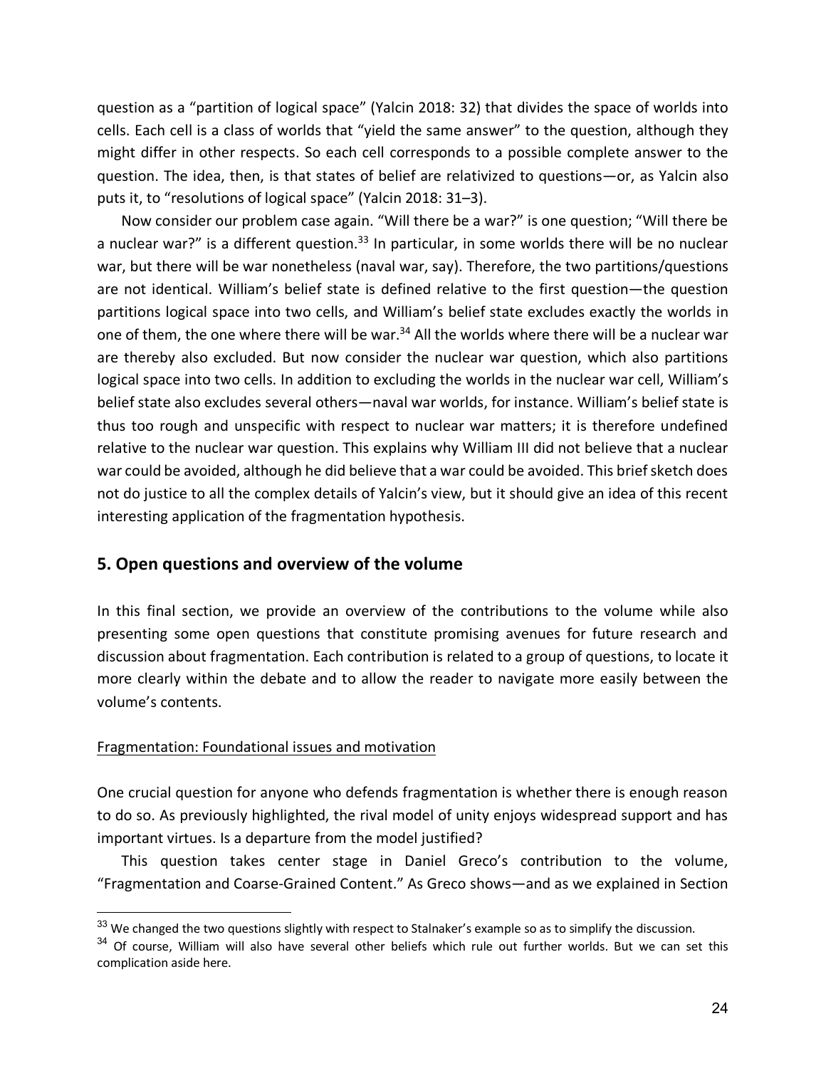question as a "partition of logical space" (Yalcin 2018: 32) that divides the space of worlds into cells. Each cell is a class of worlds that "yield the same answer" to the question, although they might differ in other respects. So each cell corresponds to a possible complete answer to the question. The idea, then, is that states of belief are relativized to questions—or, as Yalcin also puts it, to "resolutions of logical space" (Yalcin 2018: 31–3).

Now consider our problem case again. "Will there be a war?" is one question; "Will there be a nuclear war?" is a different question.[33] In particular, in some worlds there will be no nuclear war, but there will be war nonetheless (naval war, say). Therefore, the two partitions/questions are not identical. William's belief state is defined relative to the first question—the question partitions logical space into two cells, and William's belief state excludes exactly the worlds in one of them, the one where there will be war.[34] All the worlds where there will be a nuclear war are thereby also excluded. But now consider the nuclear war question, which also partitions logical space into two cells. In addition to excluding the worlds in the nuclear war cell, William's belief state also excludes several others—naval war worlds, for instance. William's belief state is thus too rough and unspecific with respect to nuclear war matters; it is therefore undefined relative to the nuclear war question. This explains why William III did not believe that a nuclear war could be avoided, although he did believe that a war could be avoided. This brief sketch does not do justice to all the complex details of Yalcin's view, but it should give an idea of this recent interesting application of the fragmentation hypothesis.

## 5. Open questions and overview of the volume

In this final section, we provide an overview of the contributions to the volume while also presenting some open questions that constitute promising avenues for future research and discussion about fragmentation. Each contribution is related to a group of questions, to locate it more clearly within the debate and to allow the reader to navigate more easily between the volume's contents.

### Fragmentation: Foundational issues and motivation

One crucial question for anyone who defends fragmentation is whether there is enough reason to do so. As previously highlighted, the rival model of unity enjoys widespread support and has important virtues. Is a departure from the model justified?

This question takes center stage in Daniel Greco's contribution to the volume, "Fragmentation and Coarse-Grained Content." As Greco shows—and as we explained in Section

[33] We changed the two questions slightly with respect to Stalnaker's example so as to simplify the discussion.

[34] Of course, William will also have several other beliefs which rule out further worlds. But we can set this complication aside here.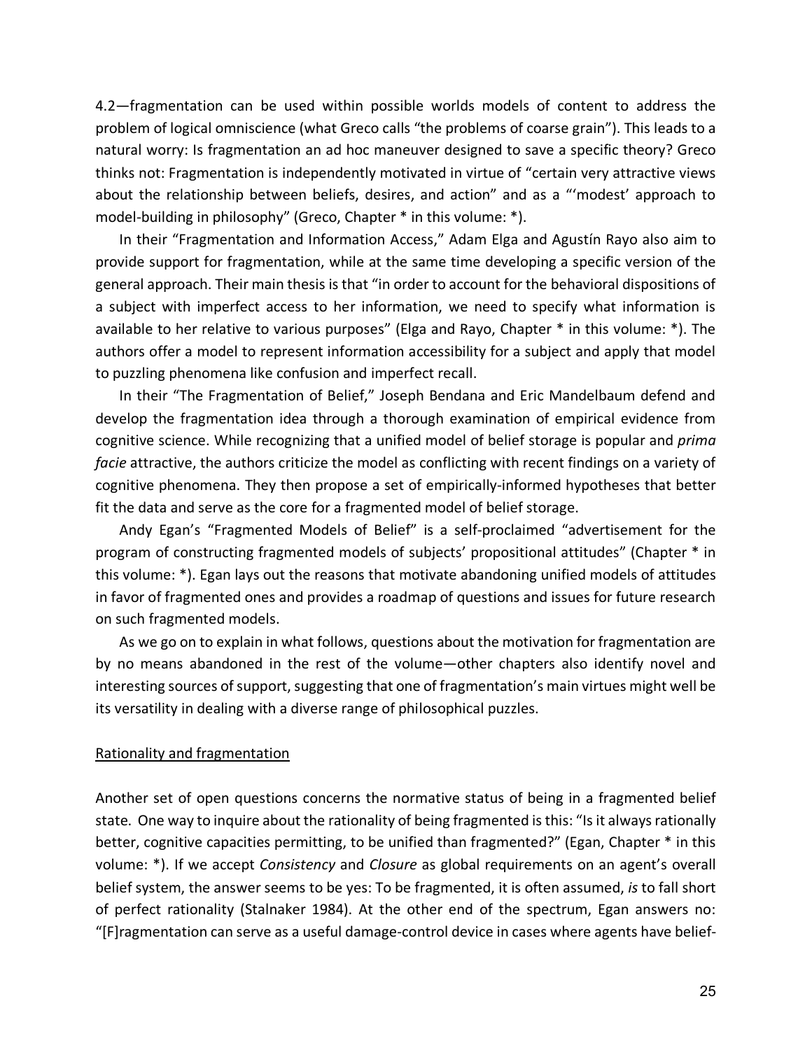4.2—fragmentation can be used within possible worlds models of content to address the problem of logical omniscience (what Greco calls "the problems of coarse grain"). This leads to a natural worry: Is fragmentation an ad hoc maneuver designed to save a specific theory? Greco thinks not: Fragmentation is independently motivated in virtue of "certain very attractive views about the relationship between beliefs, desires, and action" and as a "'modest' approach to model-building in philosophy" (Greco, Chapter * in this volume: *).

In their "Fragmentation and Information Access," Adam Elga and Agustín Rayo also aim to provide support for fragmentation, while at the same time developing a specific version of the general approach. Their main thesis is that "in order to account for the behavioral dispositions of a subject with imperfect access to her information, we need to specify what information is available to her relative to various purposes" (Elga and Rayo, Chapter * in this volume: *). The authors offer a model to represent information accessibility for a subject and apply that model to puzzling phenomena like confusion and imperfect recall.

In their "The Fragmentation of Belief," Joseph Bendana and Eric Mandelbaum defend and develop the fragmentation idea through a thorough examination of empirical evidence from cognitive science. While recognizing that a unified model of belief storage is popular and *prima facie* attractive, the authors criticize the model as conflicting with recent findings on a variety of cognitive phenomena. They then propose a set of empirically-informed hypotheses that better fit the data and serve as the core for a fragmented model of belief storage.

Andy Egan's "Fragmented Models of Belief" is a self-proclaimed "advertisement for the program of constructing fragmented models of subjects' propositional attitudes" (Chapter * in this volume: *). Egan lays out the reasons that motivate abandoning unified models of attitudes in favor of fragmented ones and provides a roadmap of questions and issues for future research on such fragmented models.

As we go on to explain in what follows, questions about the motivation for fragmentation are by no means abandoned in the rest of the volume—other chapters also identify novel and interesting sources of support, suggesting that one of fragmentation's main virtues might well be its versatility in dealing with a diverse range of philosophical puzzles.

## Rationality and fragmentation

Another set of open questions concerns the normative status of being in a fragmented belief state. One way to inquire about the rationality of being fragmented is this: "Is it always rationally better, cognitive capacities permitting, to be unified than fragmented?" (Egan, Chapter * in this volume: *). If we accept *Consistency* and *Closure* as global requirements on an agent's overall belief system, the answer seems to be yes: To be fragmented, it is often assumed, *is* to fall short of perfect rationality (Stalnaker 1984). At the other end of the spectrum, Egan answers no: "[F]ragmentation can serve as a useful damage-control device in cases where agents have belief-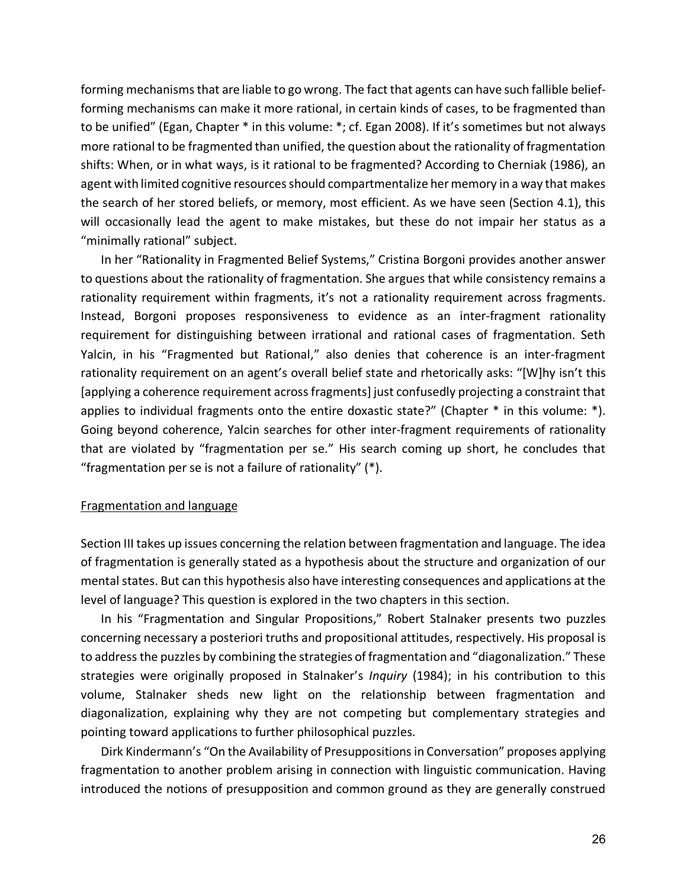forming mechanisms that are liable to go wrong. The fact that agents can have such fallible belief-forming mechanisms can make it more rational, in certain kinds of cases, to be fragmented than to be unified" (Egan, Chapter * in this volume: *; cf. Egan 2008). If it's sometimes but not always more rational to be fragmented than unified, the question about the rationality of fragmentation shifts: When, or in what ways, is it rational to be fragmented? According to Cherniak (1986), an agent with limited cognitive resources should compartmentalize her memory in a way that makes the search of her stored beliefs, or memory, most efficient. As we have seen (Section 4.1), this will occasionally lead the agent to make mistakes, but these do not impair her status as a "minimally rational" subject.

In her "Rationality in Fragmented Belief Systems," Cristina Borgoni provides another answer to questions about the rationality of fragmentation. She argues that while consistency remains a rationality requirement within fragments, it's not a rationality requirement across fragments. Instead, Borgoni proposes responsiveness to evidence as an inter-fragment rationality requirement for distinguishing between irrational and rational cases of fragmentation. Seth Yalcin, in his "Fragmented but Rational," also denies that coherence is an inter-fragment rationality requirement on an agent's overall belief state and rhetorically asks: "[W]hy isn't this [applying a coherence requirement across fragments] just confusedly projecting a constraint that applies to individual fragments onto the entire doxastic state?" (Chapter * in this volume: *). Going beyond coherence, Yalcin searches for other inter-fragment requirements of rationality that are violated by "fragmentation per se." His search coming up short, he concludes that "fragmentation per se is not a failure of rationality" (*).

### Fragmentation and language

Section III takes up issues concerning the relation between fragmentation and language. The idea of fragmentation is generally stated as a hypothesis about the structure and organization of our mental states. But can this hypothesis also have interesting consequences and applications at the level of language? This question is explored in the two chapters in this section.

In his "Fragmentation and Singular Propositions," Robert Stalnaker presents two puzzles concerning necessary a posteriori truths and propositional attitudes, respectively. His proposal is to address the puzzles by combining the strategies of fragmentation and "diagonalization." These strategies were originally proposed in Stalnaker's *Inquiry* (1984); in his contribution to this volume, Stalnaker sheds new light on the relationship between fragmentation and diagonalization, explaining why they are not competing but complementary strategies and pointing toward applications to further philosophical puzzles.

Dirk Kindermann's "On the Availability of Presuppositions in Conversation" proposes applying fragmentation to another problem arising in connection with linguistic communication. Having introduced the notions of presupposition and common ground as they are generally construed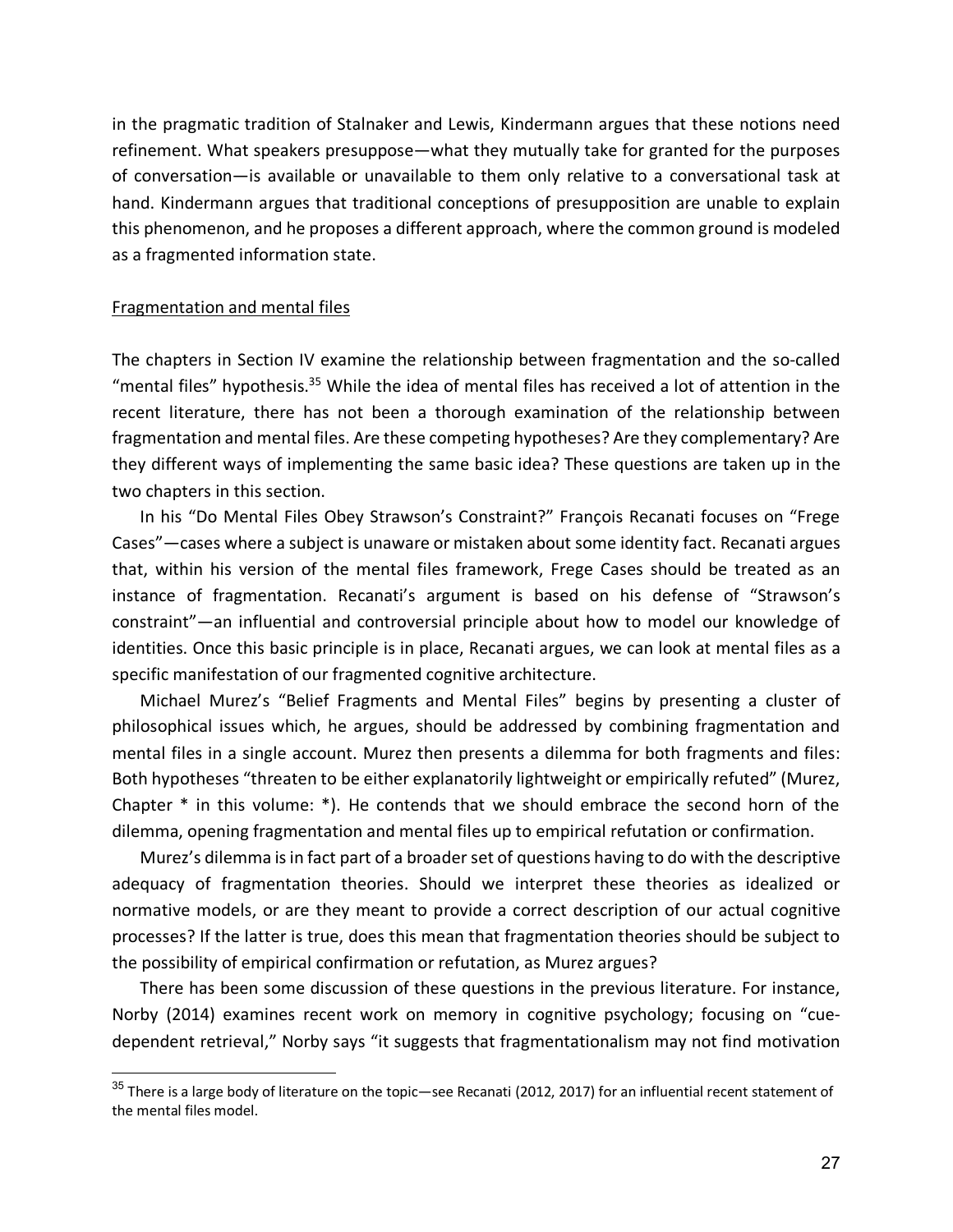in the pragmatic tradition of Stalnaker and Lewis, Kindermann argues that these notions need refinement. What speakers presuppose—what they mutually take for granted for the purposes of conversation—is available or unavailable to them only relative to a conversational task at hand. Kindermann argues that traditional conceptions of presupposition are unable to explain this phenomenon, and he proposes a different approach, where the common ground is modeled as a fragmented information state.

## Fragmentation and mental files

The chapters in Section IV examine the relationship between fragmentation and the so-called "mental files" hypothesis.[35] While the idea of mental files has received a lot of attention in the recent literature, there has not been a thorough examination of the relationship between fragmentation and mental files. Are these competing hypotheses? Are they complementary? Are they different ways of implementing the same basic idea? These questions are taken up in the two chapters in this section.

In his "Do Mental Files Obey Strawson's Constraint?" François Recanati focuses on "Frege Cases"—cases where a subject is unaware or mistaken about some identity fact. Recanati argues that, within his version of the mental files framework, Frege Cases should be treated as an instance of fragmentation. Recanati's argument is based on his defense of "Strawson's constraint"—an influential and controversial principle about how to model our knowledge of identities. Once this basic principle is in place, Recanati argues, we can look at mental files as a specific manifestation of our fragmented cognitive architecture.

Michael Murez's "Belief Fragments and Mental Files" begins by presenting a cluster of philosophical issues which, he argues, should be addressed by combining fragmentation and mental files in a single account. Murez then presents a dilemma for both fragments and files: Both hypotheses "threaten to be either explanatorily lightweight or empirically refuted" (Murez, Chapter * in this volume: *). He contends that we should embrace the second horn of the dilemma, opening fragmentation and mental files up to empirical refutation or confirmation.

Murez's dilemma is in fact part of a broader set of questions having to do with the descriptive adequacy of fragmentation theories. Should we interpret these theories as idealized or normative models, or are they meant to provide a correct description of our actual cognitive processes? If the latter is true, does this mean that fragmentation theories should be subject to the possibility of empirical confirmation or refutation, as Murez argues?

There has been some discussion of these questions in the previous literature. For instance, Norby (2014) examines recent work on memory in cognitive psychology; focusing on "cue-dependent retrieval," Norby says "it suggests that fragmentationalism may not find motivation

[35] There is a large body of literature on the topic—see Recanati (2012, 2017) for an influential recent statement of the mental files model.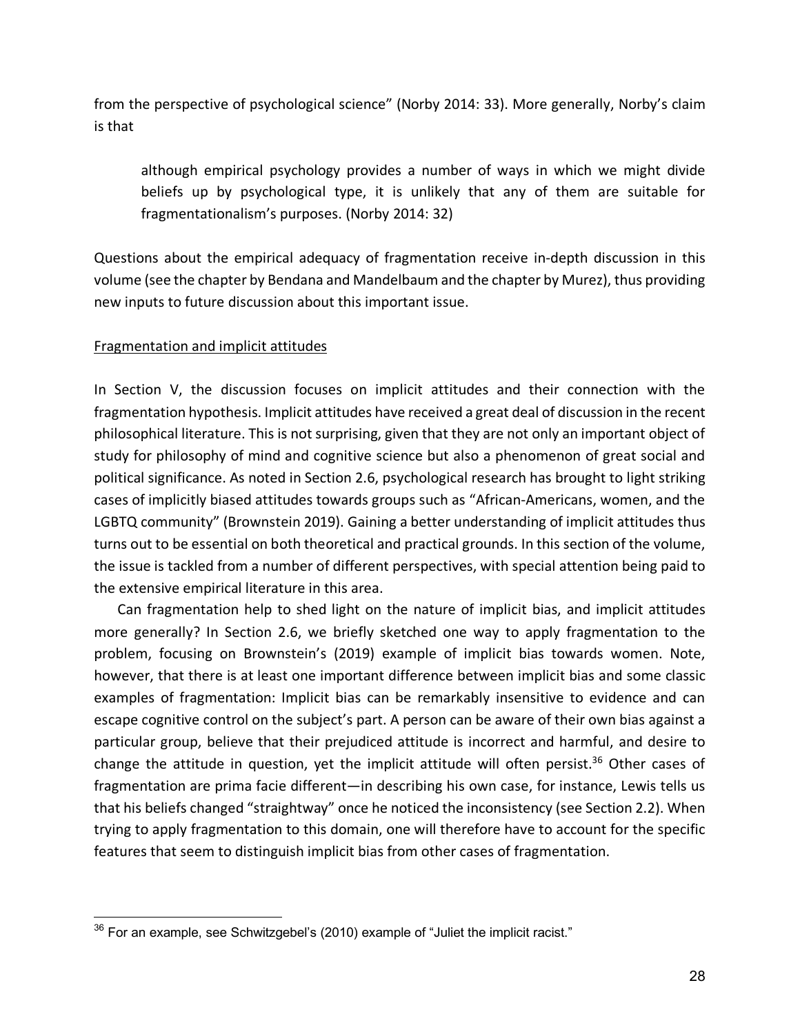from the perspective of psychological science" (Norby 2014: 33). More generally, Norby's claim is that

> although empirical psychology provides a number of ways in which we might divide beliefs up by psychological type, it is unlikely that any of them are suitable for fragmentationalism's purposes. (Norby 2014: 32)

Questions about the empirical adequacy of fragmentation receive in-depth discussion in this volume (see the chapter by Bendana and Mandelbaum and the chapter by Murez), thus providing new inputs to future discussion about this important issue.

### Fragmentation and implicit attitudes

In Section V, the discussion focuses on implicit attitudes and their connection with the fragmentation hypothesis. Implicit attitudes have received a great deal of discussion in the recent philosophical literature. This is not surprising, given that they are not only an important object of study for philosophy of mind and cognitive science but also a phenomenon of great social and political significance. As noted in Section 2.6, psychological research has brought to light striking cases of implicitly biased attitudes towards groups such as "African-Americans, women, and the LGBTQ community" (Brownstein 2019). Gaining a better understanding of implicit attitudes thus turns out to be essential on both theoretical and practical grounds. In this section of the volume, the issue is tackled from a number of different perspectives, with special attention being paid to the extensive empirical literature in this area.

Can fragmentation help to shed light on the nature of implicit bias, and implicit attitudes more generally? In Section 2.6, we briefly sketched one way to apply fragmentation to the problem, focusing on Brownstein's (2019) example of implicit bias towards women. Note, however, that there is at least one important difference between implicit bias and some classic examples of fragmentation: Implicit bias can be remarkably insensitive to evidence and can escape cognitive control on the subject's part. A person can be aware of their own bias against a particular group, believe that their prejudiced attitude is incorrect and harmful, and desire to change the attitude in question, yet the implicit attitude will often persist.[36] Other cases of fragmentation are prima facie different—in describing his own case, for instance, Lewis tells us that his beliefs changed "straightway" once he noticed the inconsistency (see Section 2.2). When trying to apply fragmentation to this domain, one will therefore have to account for the specific features that seem to distinguish implicit bias from other cases of fragmentation.

[36] For an example, see Schwitzgebel's (2010) example of "Juliet the implicit racist."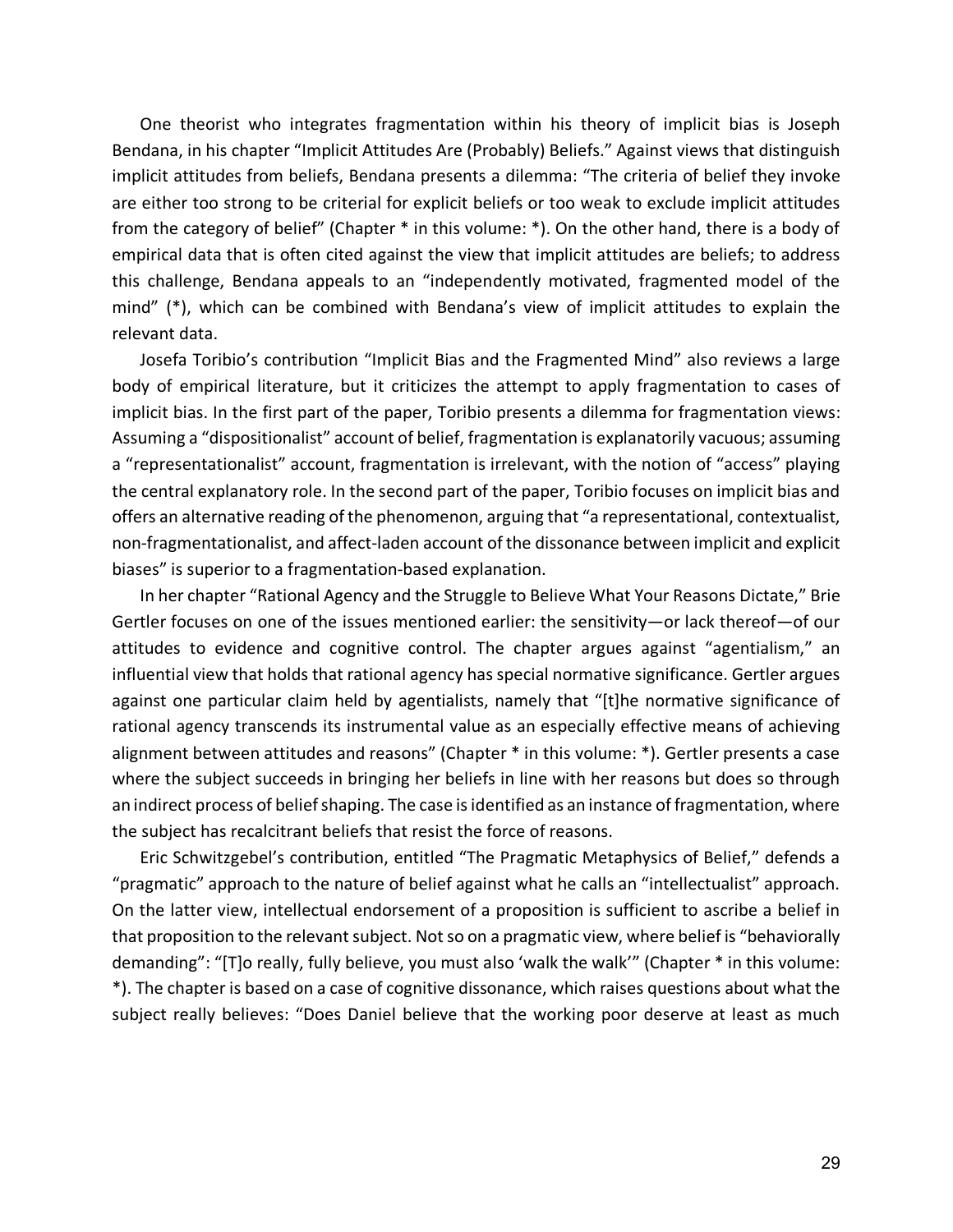One theorist who integrates fragmentation within his theory of implicit bias is Joseph Bendana, in his chapter "Implicit Attitudes Are (Probably) Beliefs." Against views that distinguish implicit attitudes from beliefs, Bendana presents a dilemma: "The criteria of belief they invoke are either too strong to be criterial for explicit beliefs or too weak to exclude implicit attitudes from the category of belief" (Chapter * in this volume: *). On the other hand, there is a body of empirical data that is often cited against the view that implicit attitudes are beliefs; to address this challenge, Bendana appeals to an "independently motivated, fragmented model of the mind" (*), which can be combined with Bendana's view of implicit attitudes to explain the relevant data.

Josefa Toribio's contribution "Implicit Bias and the Fragmented Mind" also reviews a large body of empirical literature, but it criticizes the attempt to apply fragmentation to cases of implicit bias. In the first part of the paper, Toribio presents a dilemma for fragmentation views: Assuming a "dispositionalist" account of belief, fragmentation is explanatorily vacuous; assuming a "representationalist" account, fragmentation is irrelevant, with the notion of "access" playing the central explanatory role. In the second part of the paper, Toribio focuses on implicit bias and offers an alternative reading of the phenomenon, arguing that "a representational, contextualist, non-fragmentationalist, and affect-laden account of the dissonance between implicit and explicit biases" is superior to a fragmentation-based explanation.

In her chapter "Rational Agency and the Struggle to Believe What Your Reasons Dictate," Brie Gertler focuses on one of the issues mentioned earlier: the sensitivity—or lack thereof—of our attitudes to evidence and cognitive control. The chapter argues against "agentialism," an influential view that holds that rational agency has special normative significance. Gertler argues against one particular claim held by agentialists, namely that "[t]he normative significance of rational agency transcends its instrumental value as an especially effective means of achieving alignment between attitudes and reasons" (Chapter * in this volume: *). Gertler presents a case where the subject succeeds in bringing her beliefs in line with her reasons but does so through an indirect process of belief shaping. The case is identified as an instance of fragmentation, where the subject has recalcitrant beliefs that resist the force of reasons.

Eric Schwitzgebel's contribution, entitled "The Pragmatic Metaphysics of Belief," defends a "pragmatic" approach to the nature of belief against what he calls an "intellectualist" approach. On the latter view, intellectual endorsement of a proposition is sufficient to ascribe a belief in that proposition to the relevant subject. Not so on a pragmatic view, where belief is "behaviorally demanding": "[T]o really, fully believe, you must also 'walk the walk'" (Chapter * in this volume: *). The chapter is based on a case of cognitive dissonance, which raises questions about what the subject really believes: "Does Daniel believe that the working poor deserve at least as much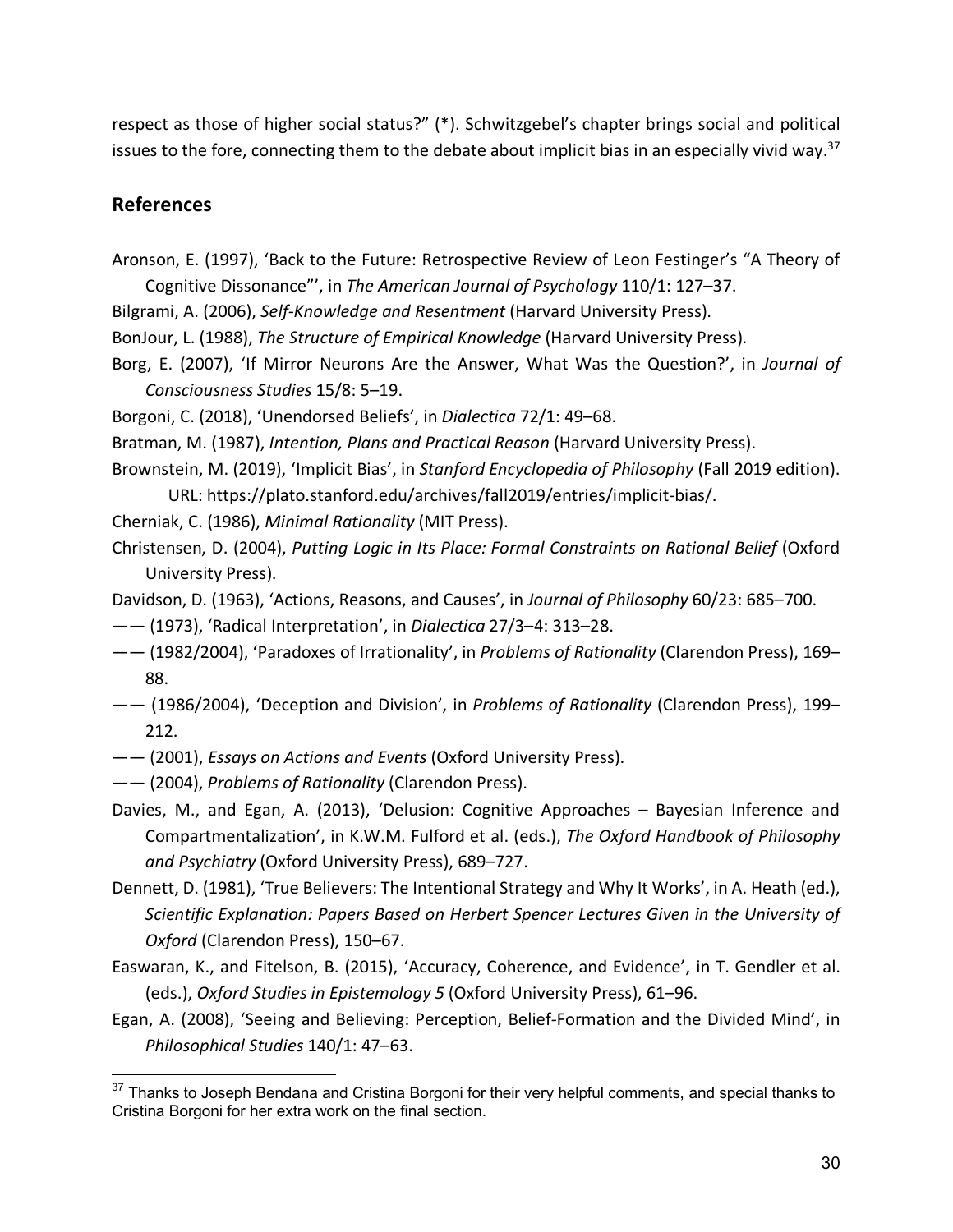respect as those of higher social status?" (*). Schwitzgebel's chapter brings social and political issues to the fore, connecting them to the debate about implicit bias in an especially vivid way.[37]

## References

Aronson, E. (1997), 'Back to the Future: Retrospective Review of Leon Festinger's "A Theory of Cognitive Dissonance"', in *The American Journal of Psychology* 110/1: 127–37.

Bilgrami, A. (2006), *Self-Knowledge and Resentment* (Harvard University Press).

BonJour, L. (1988), *The Structure of Empirical Knowledge* (Harvard University Press).

Borg, E. (2007), 'If Mirror Neurons Are the Answer, What Was the Question?', in *Journal of Consciousness Studies* 15/8: 5–19.

Borgoni, C. (2018), 'Unendorsed Beliefs', in *Dialectica* 72/1: 49–68.

Bratman, M. (1987), *Intention, Plans and Practical Reason* (Harvard University Press).

Brownstein, M. (2019), 'Implicit Bias', in *Stanford Encyclopedia of Philosophy* (Fall 2019 edition). URL: https://plato.stanford.edu/archives/fall2019/entries/implicit-bias/.

Cherniak, C. (1986), *Minimal Rationality* (MIT Press).

Christensen, D. (2004), *Putting Logic in Its Place: Formal Constraints on Rational Belief* (Oxford University Press).

Davidson, D. (1963), 'Actions, Reasons, and Causes', in *Journal of Philosophy* 60/23: 685–700.

—— (1973), 'Radical Interpretation', in *Dialectica* 27/3–4: 313–28.

—— (1982/2004), 'Paradoxes of Irrationality', in *Problems of Rationality* (Clarendon Press), 169–88.

—— (1986/2004), 'Deception and Division', in *Problems of Rationality* (Clarendon Press), 199–212.

—— (2001), *Essays on Actions and Events* (Oxford University Press).

—— (2004), *Problems of Rationality* (Clarendon Press).

Davies, M., and Egan, A. (2013), 'Delusion: Cognitive Approaches – Bayesian Inference and Compartmentalization', in K.W.M. Fulford et al. (eds.), *The Oxford Handbook of Philosophy and Psychiatry* (Oxford University Press), 689–727.

Dennett, D. (1981), 'True Believers: The Intentional Strategy and Why It Works', in A. Heath (ed.), *Scientific Explanation: Papers Based on Herbert Spencer Lectures Given in the University of Oxford* (Clarendon Press), 150–67.

Easwaran, K., and Fitelson, B. (2015), 'Accuracy, Coherence, and Evidence', in T. Gendler et al. (eds.), *Oxford Studies in Epistemology 5* (Oxford University Press), 61–96.

Egan, A. (2008), 'Seeing and Believing: Perception, Belief-Formation and the Divided Mind', in *Philosophical Studies* 140/1: 47–63.

[37] Thanks to Joseph Bendana and Cristina Borgoni for their very helpful comments, and special thanks to Cristina Borgoni for her extra work on the final section.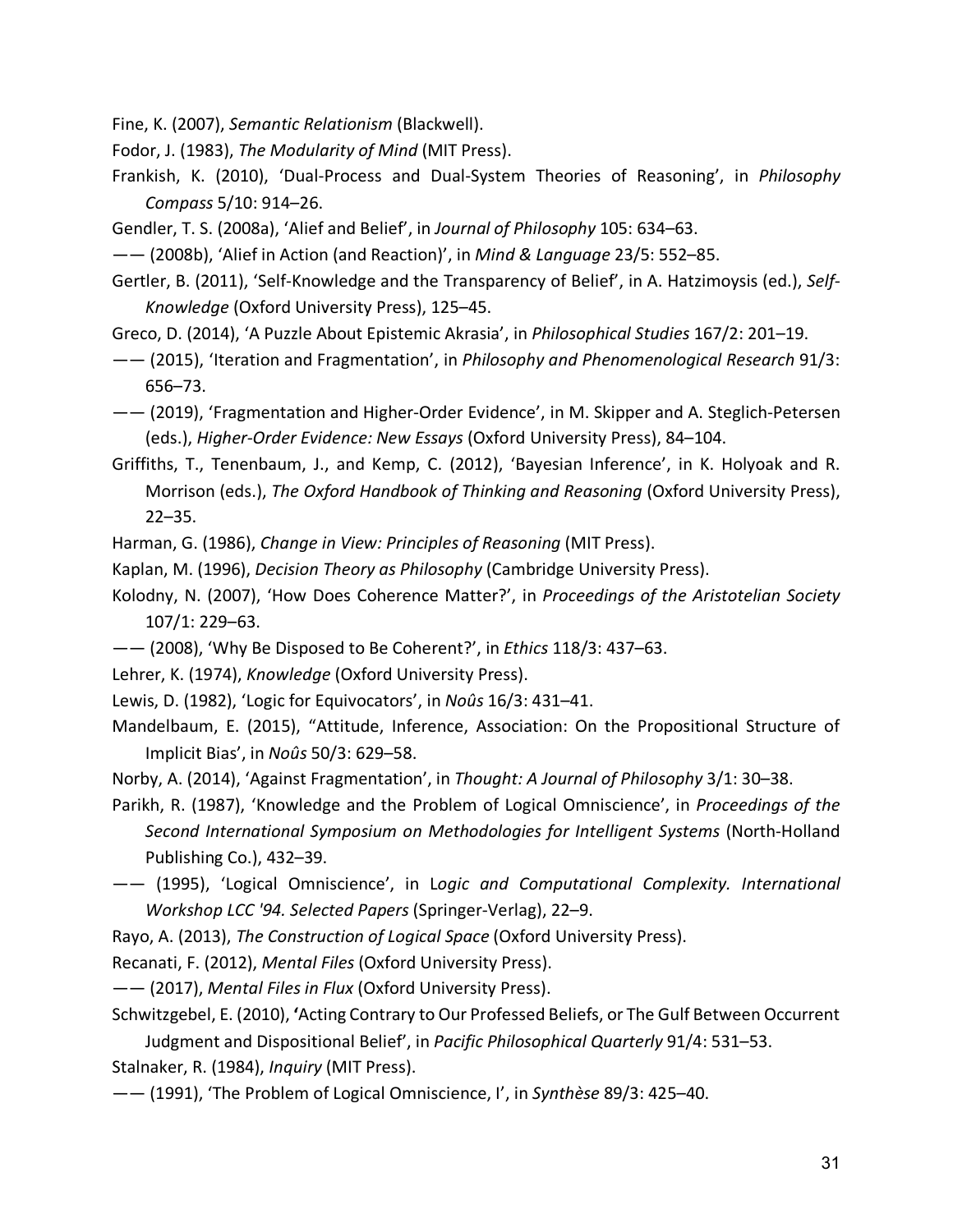Fine, K. (2007), *Semantic Relationism* (Blackwell).

Fodor, J. (1983), *The Modularity of Mind* (MIT Press).

Frankish, K. (2010), 'Dual-Process and Dual-System Theories of Reasoning', in *Philosophy Compass* 5/10: 914–26.

Gendler, T. S. (2008a), 'Alief and Belief', in *Journal of Philosophy* 105: 634–63.

—— (2008b), 'Alief in Action (and Reaction)', in *Mind & Language* 23/5: 552–85.

Gertler, B. (2011), 'Self-Knowledge and the Transparency of Belief', in A. Hatzimoysis (ed.), *Self-Knowledge* (Oxford University Press), 125–45.

Greco, D. (2014), 'A Puzzle About Epistemic Akrasia', in *Philosophical Studies* 167/2: 201–19.

—— (2015), 'Iteration and Fragmentation', in *Philosophy and Phenomenological Research* 91/3: 656–73.

—— (2019), 'Fragmentation and Higher-Order Evidence', in M. Skipper and A. Steglich-Petersen (eds.), *Higher-Order Evidence: New Essays* (Oxford University Press), 84–104.

Griffiths, T., Tenenbaum, J., and Kemp, C. (2012), 'Bayesian Inference', in K. Holyoak and R. Morrison (eds.), *The Oxford Handbook of Thinking and Reasoning* (Oxford University Press), 22–35.

Harman, G. (1986), *Change in View: Principles of Reasoning* (MIT Press).

Kaplan, M. (1996), *Decision Theory as Philosophy* (Cambridge University Press).

Kolodny, N. (2007), 'How Does Coherence Matter?', in *Proceedings of the Aristotelian Society* 107/1: 229–63.

—— (2008), 'Why Be Disposed to Be Coherent?', in *Ethics* 118/3: 437–63.

Lehrer, K. (1974), *Knowledge* (Oxford University Press).

Lewis, D. (1982), 'Logic for Equivocators', in *Noûs* 16/3: 431–41.

Mandelbaum, E. (2015), "Attitude, Inference, Association: On the Propositional Structure of Implicit Bias', in *Noûs* 50/3: 629–58.

Norby, A. (2014), 'Against Fragmentation', in *Thought: A Journal of Philosophy* 3/1: 30–38.

Parikh, R. (1987), 'Knowledge and the Problem of Logical Omniscience', in *Proceedings of the Second International Symposium on Methodologies for Intelligent Systems* (North-Holland Publishing Co.), 432–39.

—— (1995), 'Logical Omniscience', in L*ogic and Computational Complexity. International Workshop LCC '94. Selected Papers* (Springer-Verlag), 22–9.

Rayo, A. (2013), *The Construction of Logical Space* (Oxford University Press).

Recanati, F. (2012), *Mental Files* (Oxford University Press).

—— (2017), *Mental Files in Flux* (Oxford University Press).

Schwitzgebel, E. (2010), **'**Acting Contrary to Our Professed Beliefs, or The Gulf Between Occurrent Judgment and Dispositional Belief', in *Pacific Philosophical Quarterly* 91/4: 531–53.

Stalnaker, R. (1984), *Inquiry* (MIT Press).

—— (1991), 'The Problem of Logical Omniscience, I', in *Synthèse* 89/3: 425–40.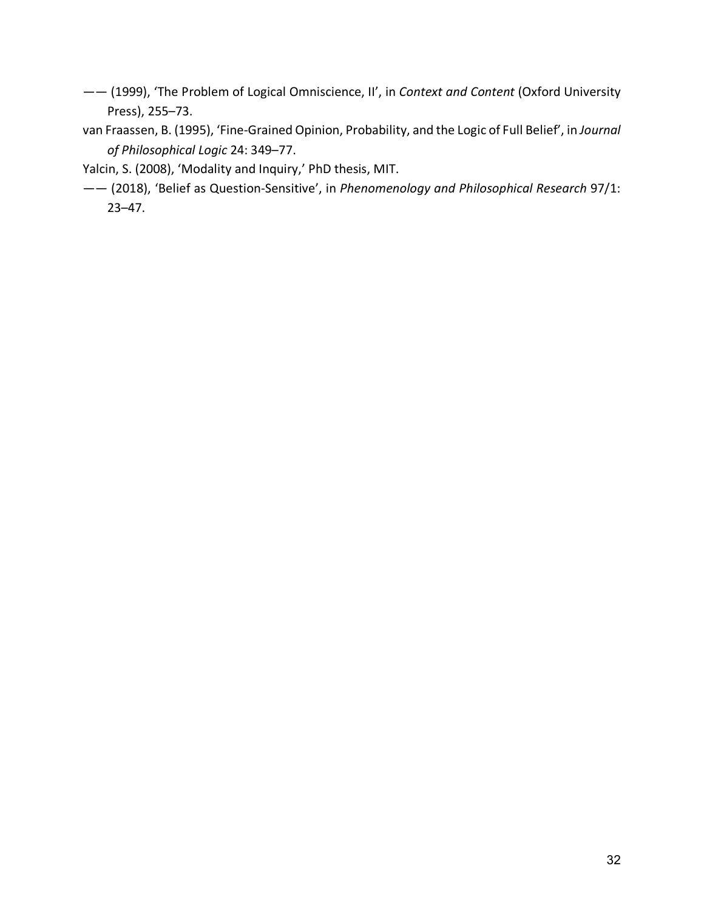—— (1999), 'The Problem of Logical Omniscience, II', in *Context and Content* (Oxford University Press), 255–73.

van Fraassen, B. (1995), 'Fine-Grained Opinion, Probability, and the Logic of Full Belief', in *Journal of Philosophical Logic* 24: 349–77.

Yalcin, S. (2008), 'Modality and Inquiry,' PhD thesis, MIT.

—— (2018), 'Belief as Question-Sensitive', in *Phenomenology and Philosophical Research* 97/1: 23–47.